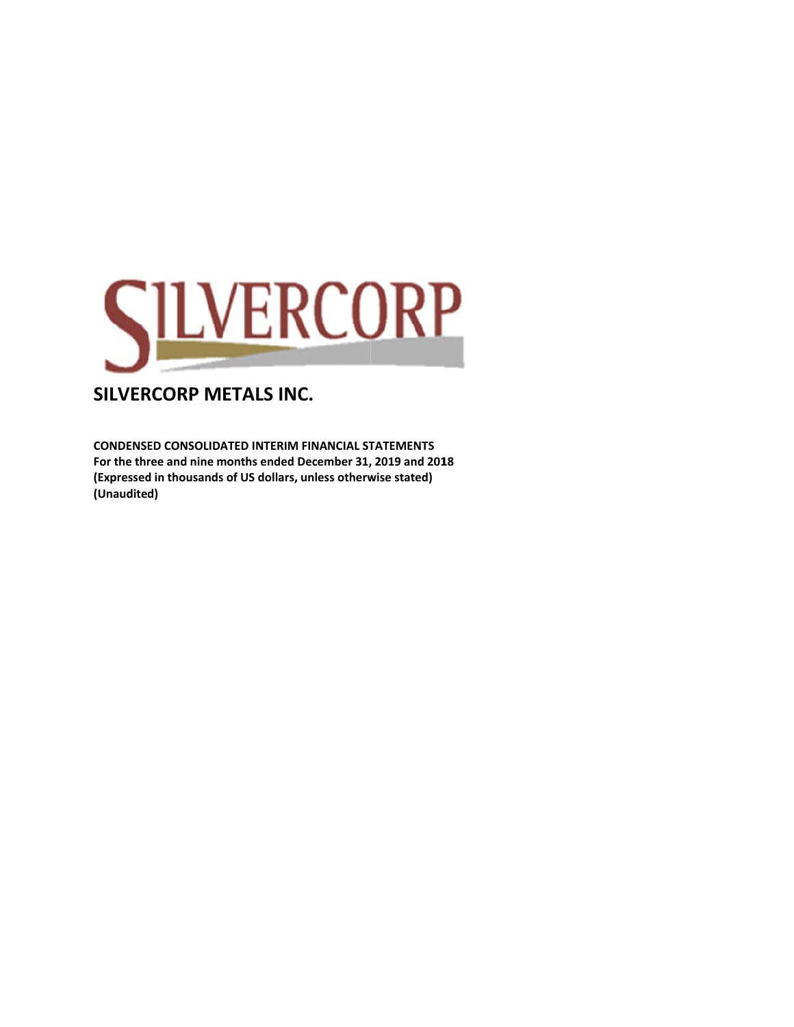# SILVERCORP METALS INC.

**CONDENSED CONSOLIDATED INTERIM FINANCIAL STATEMENTS**
**For the three and nine months ended December 31, 2019 and 2018**
**(Expressed in thousands of US dollars, unless otherwise stated)**
**(Unaudited)**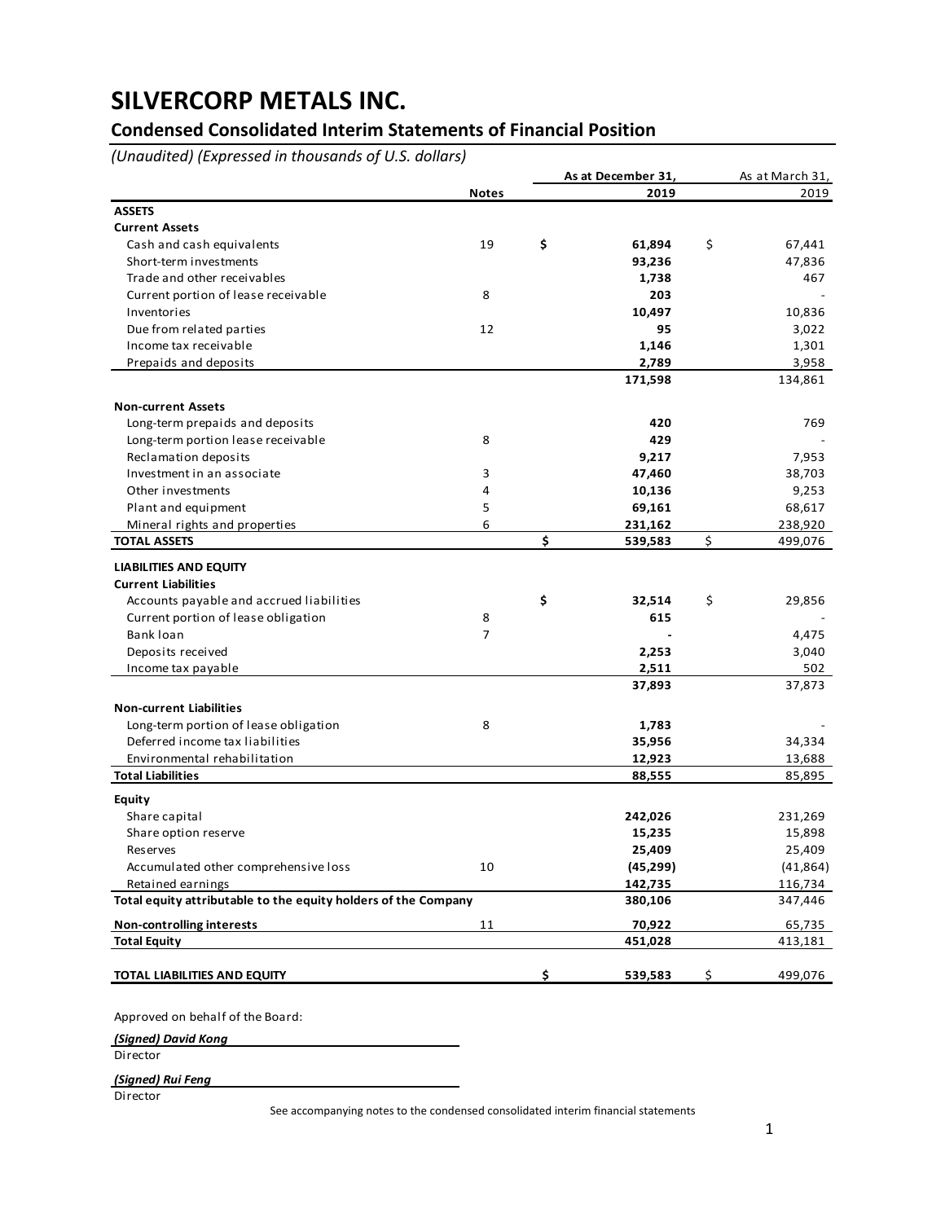# SILVERCORP METALS INC.

## Condensed Consolidated Interim Statements of Financial Position

*(Unaudited) (Expressed in thousands of U.S. dollars)*

| | Notes | As at December 31, 2019 | As at March 31, 2019 |
|---|---|---|---|
| **ASSETS** | | | |
| **Current Assets** | | | |
| Cash and cash equivalents | 19 | **$ 61,894** | $ 67,441 |
| Short-term investments | | **93,236** | 47,836 |
| Trade and other receivables | | **1,738** | 467 |
| Current portion of lease receivable | 8 | **203** | - |
| Inventories | | **10,497** | 10,836 |
| Due from related parties | 12 | **95** | 3,022 |
| Income tax receivable | | **1,146** | 1,301 |
| Prepaids and deposits | | **2,789** | 3,958 |
| | | **171,598** | 134,861 |
| **Non-current Assets** | | | |
| Long-term prepaids and deposits | | **420** | 769 |
| Long-term portion lease receivable | 8 | **429** | - |
| Reclamation deposits | | **9,217** | 7,953 |
| Investment in an associate | 3 | **47,460** | 38,703 |
| Other investments | 4 | **10,136** | 9,253 |
| Plant and equipment | 5 | **69,161** | 68,617 |
| Mineral rights and properties | 6 | **231,162** | 238,920 |
| **TOTAL ASSETS** | | **$ 539,583** | $ 499,076 |
| **LIABILITIES AND EQUITY** | | | |
| **Current Liabilities** | | | |
| Accounts payable and accrued liabilities | | **$ 32,514** | $ 29,856 |
| Current portion of lease obligation | 8 | **615** | - |
| Bank loan | 7 | **-** | 4,475 |
| Deposits received | | **2,253** | 3,040 |
| Income tax payable | | **2,511** | 502 |
| | | **37,893** | 37,873 |
| **Non-current Liabilities** | | | |
| Long-term portion of lease obligation | 8 | **1,783** | - |
| Deferred income tax liabilities | | **35,956** | 34,334 |
| Environmental rehabilitation | | **12,923** | 13,688 |
| **Total Liabilities** | | **88,555** | 85,895 |
| **Equity** | | | |
| Share capital | | **242,026** | 231,269 |
| Share option reserve | | **15,235** | 15,898 |
| Reserves | | **25,409** | 25,409 |
| Accumulated other comprehensive loss | 10 | **(45,299)** | (41,864) |
| Retained earnings | | **142,735** | 116,734 |
| **Total equity attributable to the equity holders of the Company** | | **380,106** | 347,446 |
| **Non-controlling interests** | 11 | **70,922** | 65,735 |
| **Total Equity** | | **451,028** | 413,181 |
| **TOTAL LIABILITIES AND EQUITY** | | **$ 539,583** | $ 499,076 |

Approved on behalf of the Board:

***(Signed) David Kong***
Director

***(Signed) Rui Feng***
Director

See accompanying notes to the condensed consolidated interim financial statements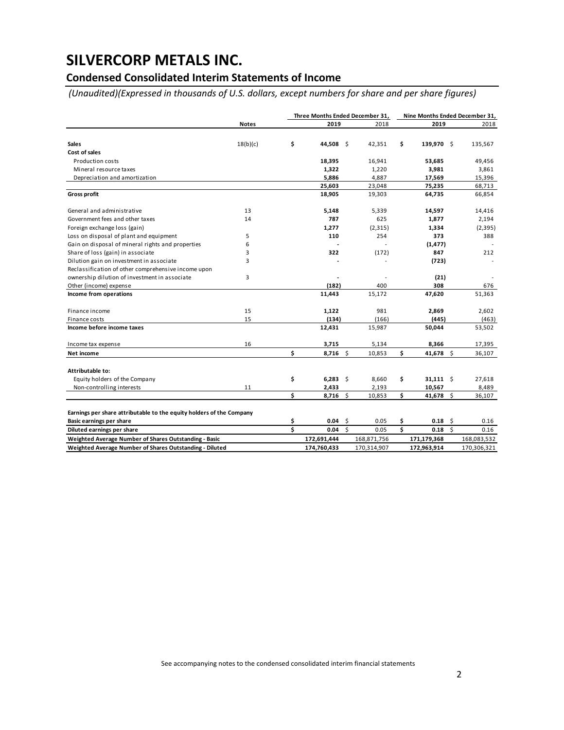# SILVERCORP METALS INC.

## Condensed Consolidated Interim Statements of Income

*(Unaudited)(Expressed in thousands of U.S. dollars, except numbers for share and per share figures)*

| | Notes | Three Months Ended December 31, 2019 | Three Months Ended December 31, 2018 | Nine Months Ended December 31, 2019 | Nine Months Ended December 31, 2018 |
|---|---|---|---|---|---|
| **Sales** | 18(b)(c) | **$ 44,508** | $ 42,351 | **$ 139,970** | $ 135,567 |
| **Cost of sales** | | | | | |
| Production costs | | **18,395** | 16,941 | **53,685** | 49,456 |
| Mineral resource taxes | | **1,322** | 1,220 | **3,981** | 3,861 |
| Depreciation and amortization | | **5,886** | 4,887 | **17,569** | 15,396 |
| | | **25,603** | 23,048 | **75,235** | 68,713 |
| **Gross profit** | | **18,905** | 19,303 | **64,735** | 66,854 |
| General and administrative | 13 | **5,148** | 5,339 | **14,597** | 14,416 |
| Government fees and other taxes | 14 | **787** | 625 | **1,877** | 2,194 |
| Foreign exchange loss (gain) | | **1,277** | (2,315) | **1,334** | (2,395) |
| Loss on disposal of plant and equipment | 5 | **110** | 254 | **373** | 388 |
| Gain on disposal of mineral rights and properties | 6 | **-** | - | **(1,477)** | - |
| Share of loss (gain) in associate | 3 | **322** | (172) | **847** | 212 |
| Dilution gain on investment in associate | 3 | **-** | - | **(723)** | - |
| Reclassification of other comprehensive income upon ownership dilution of investment in associate | 3 | **-** | - | **(21)** | - |
| Other (income) expense | | **(182)** | 400 | **308** | 676 |
| **Income from operations** | | **11,443** | 15,172 | **47,620** | 51,363 |
| Finance income | 15 | **1,122** | 981 | **2,869** | 2,602 |
| Finance costs | 15 | **(134)** | (166) | **(445)** | (463) |
| **Income before income taxes** | | **12,431** | 15,987 | **50,044** | 53,502 |
| Income tax expense | 16 | **3,715** | 5,134 | **8,366** | 17,395 |
| **Net income** | | **$ 8,716** | $ 10,853 | **$ 41,678** | $ 36,107 |
| **Attributable to:** | | | | | |
| Equity holders of the Company | | **$ 6,283** | $ 8,660 | **$ 31,111** | $ 27,618 |
| Non-controlling interests | 11 | **2,433** | 2,193 | **10,567** | 8,489 |
| | | **$ 8,716** | $ 10,853 | **$ 41,678** | $ 36,107 |
| **Earnings per share attributable to the equity holders of the Company** | | | | | |
| **Basic earnings per share** | | **$ 0.04** | $ 0.05 | **$ 0.18** | $ 0.16 |
| **Diluted earnings per share** | | **$ 0.04** | $ 0.05 | **$ 0.18** | $ 0.16 |
| **Weighted Average Number of Shares Outstanding - Basic** | | **172,691,444** | 168,871,756 | **171,179,368** | 168,083,532 |
| **Weighted Average Number of Shares Outstanding - Diluted** | | **174,760,433** | 170,314,907 | **172,963,914** | 170,306,321 |

See accompanying notes to the condensed consolidated interim financial statements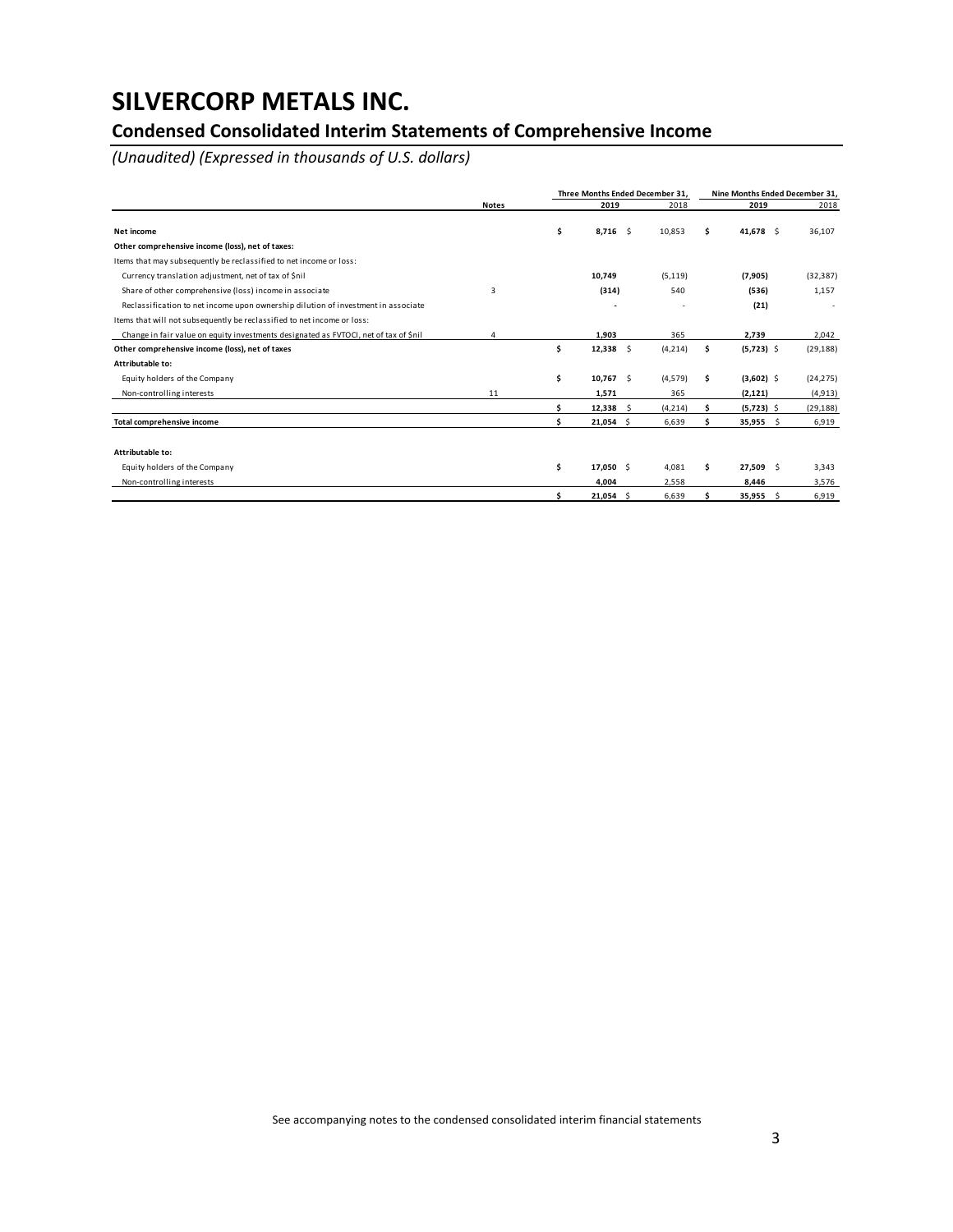# SILVERCORP METALS INC.

## Condensed Consolidated Interim Statements of Comprehensive Income

*(Unaudited) (Expressed in thousands of U.S. dollars)*

| | Notes | Three Months Ended December 31, 2019 | Three Months Ended December 31, 2018 | Nine Months Ended December 31, 2019 | Nine Months Ended December 31, 2018 |
|---|---|---|---|---|---|
| **Net income** | | **$ 8,716** | $ 10,853 | **$ 41,678** | $ 36,107 |
| **Other comprehensive income (loss), net of taxes:** | | | | | |
| Items that may subsequently be reclassified to net income or loss: | | | | | |
| Currency translation adjustment, net of tax of $nil | | **10,749** | (5,119) | **(7,905)** | (32,387) |
| Share of other comprehensive (loss) income in associate | 3 | **(314)** | 540 | **(536)** | 1,157 |
| Reclassification to net income upon ownership dilution of investment in associate | | **-** | - | **(21)** | - |
| Items that will not subsequently be reclassified to net income or loss: | | | | | |
| Change in fair value on equity investments designated as FVTOCI, net of tax of $nil | 4 | **1,903** | 365 | **2,739** | 2,042 |
| **Other comprehensive income (loss), net of taxes** | | **$ 12,338** | $ (4,214) | **$ (5,723)** | $ (29,188) |
| **Attributable to:** | | | | | |
| Equity holders of the Company | | **$ 10,767** | $ (4,579) | **$ (3,602)** | $ (24,275) |
| Non-controlling interests | 11 | **1,571** | 365 | **(2,121)** | (4,913) |
| | | **$ 12,338** | $ (4,214) | **$ (5,723)** | $ (29,188) |
| **Total comprehensive income** | | **$ 21,054** | $ 6,639 | **$ 35,955** | $ 6,919 |
| | | | | | |
| **Attributable to:** | | | | | |
| Equity holders of the Company | | **$ 17,050** | $ 4,081 | **$ 27,509** | $ 3,343 |
| Non-controlling interests | | **4,004** | 2,558 | **8,446** | 3,576 |
| | | **$ 21,054** | $ 6,639 | **$ 35,955** | $ 6,919 |

See accompanying notes to the condensed consolidated interim financial statements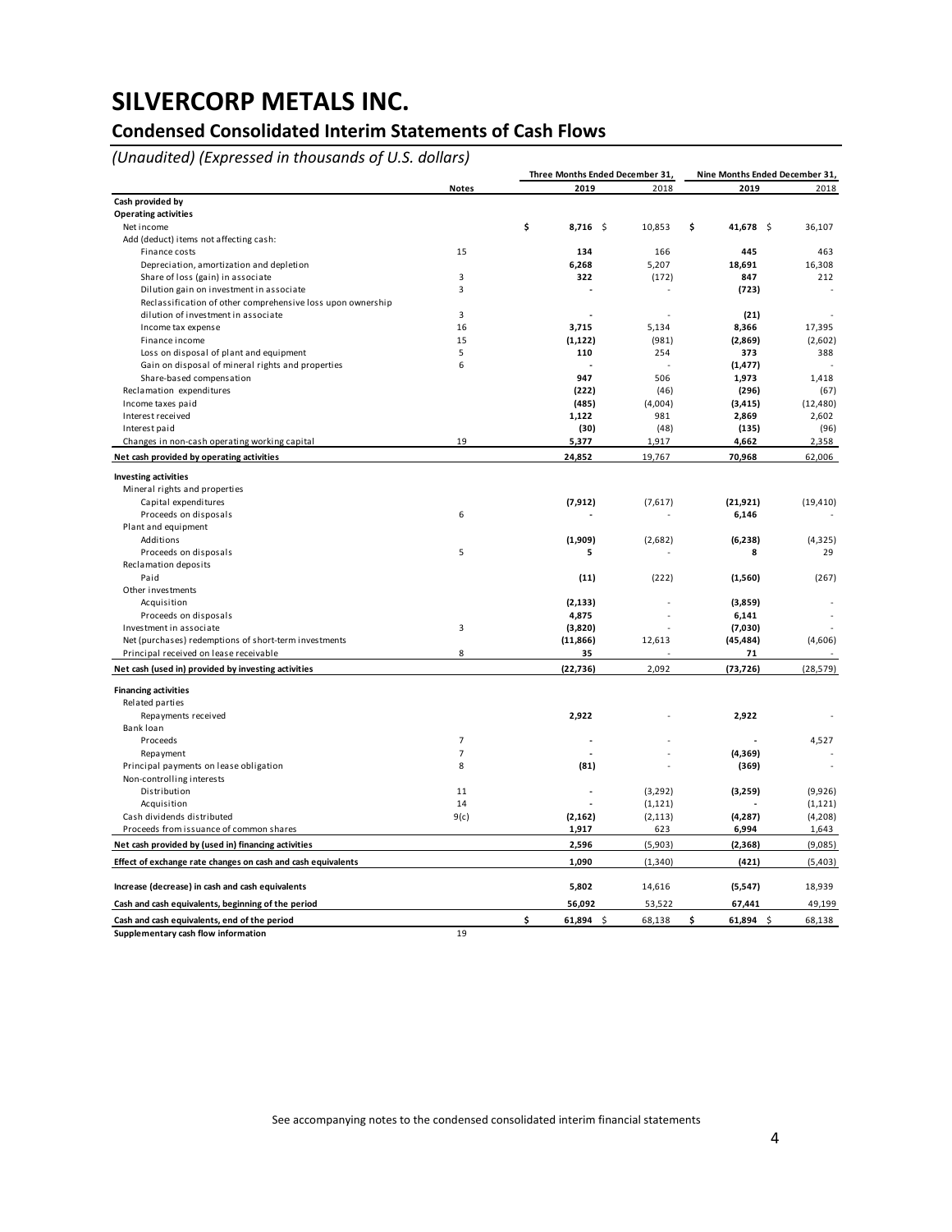# SILVERCORP METALS INC.

## Condensed Consolidated Interim Statements of Cash Flows

*(Unaudited) (Expressed in thousands of U.S. dollars)*

| | Notes | Three Months Ended December 31, | | Nine Months Ended December 31, | |
|---|---|---|---|---|---|
| | | 2019 | 2018 | 2019 | 2018 |
| **Cash provided by** | | | | | |
| **Operating activities** | | | | | |
| Net income | | **$ 8,716** | $ 10,853 | **$ 41,678** | $ 36,107 |
| Add (deduct) items not affecting cash: | | | | | |
| Finance costs | 15 | **134** | 166 | **445** | 463 |
| Depreciation, amortization and depletion | | **6,268** | 5,207 | **18,691** | 16,308 |
| Share of loss (gain) in associate | 3 | **322** | (172) | **847** | 212 |
| Dilution gain on investment in associate | 3 | **-** | - | **(723)** | - |
| Reclassification of other comprehensive loss upon ownership dilution of investment in associate | 3 | **-** | - | **(21)** | - |
| Income tax expense | 16 | **3,715** | 5,134 | **8,366** | 17,395 |
| Finance income | 15 | **(1,122)** | (981) | **(2,869)** | (2,602) |
| Loss on disposal of plant and equipment | 5 | **110** | 254 | **373** | 388 |
| Gain on disposal of mineral rights and properties | 6 | **-** | - | **(1,477)** | - |
| Share-based compensation | | **947** | 506 | **1,973** | 1,418 |
| Reclamation expenditures | | **(222)** | (46) | **(296)** | (67) |
| Income taxes paid | | **(485)** | (4,004) | **(3,415)** | (12,480) |
| Interest received | | **1,122** | 981 | **2,869** | 2,602 |
| Interest paid | | **(30)** | (48) | **(135)** | (96) |
| Changes in non-cash operating working capital | 19 | **5,377** | 1,917 | **4,662** | 2,358 |
| **Net cash provided by operating activities** | | **24,852** | 19,767 | **70,968** | 62,006 |
| **Investing activities** | | | | | |
| Mineral rights and properties | | | | | |
| Capital expenditures | | **(7,912)** | (7,617) | **(21,921)** | (19,410) |
| Proceeds on disposals | 6 | **-** | - | **6,146** | - |
| Plant and equipment | | | | | |
| Additions | | **(1,909)** | (2,682) | **(6,238)** | (4,325) |
| Proceeds on disposals | 5 | **5** | - | **8** | 29 |
| Reclamation deposits | | | | | |
| Paid | | **(11)** | (222) | **(1,560)** | (267) |
| Other investments | | | | | |
| Acquisition | | **(2,133)** | - | **(3,859)** | - |
| Proceeds on disposals | | **4,875** | - | **6,141** | - |
| Investment in associate | 3 | **(3,820)** | - | **(7,030)** | - |
| Net (purchases) redemptions of short-term investments | | **(11,866)** | 12,613 | **(45,484)** | (4,606) |
| Principal received on lease receivable | 8 | **35** | - | **71** | - |
| **Net cash (used in) provided by investing activities** | | **(22,736)** | 2,092 | **(73,726)** | (28,579) |
| **Financing activities** | | | | | |
| Related parties | | | | | |
| Repayments received | | **2,922** | - | **2,922** | - |
| Bank loan | | | | | |
| Proceeds | 7 | **-** | - | **-** | 4,527 |
| Repayment | 7 | **-** | - | **(4,369)** | - |
| Principal payments on lease obligation | 8 | **(81)** | - | **(369)** | - |
| Non-controlling interests | | | | | |
| Distribution | 11 | **-** | (3,292) | **(3,259)** | (9,926) |
| Acquisition | 14 | **-** | (1,121) | **-** | (1,121) |
| Cash dividends distributed | 9(c) | **(2,162)** | (2,113) | **(4,287)** | (4,208) |
| Proceeds from issuance of common shares | | **1,917** | 623 | **6,994** | 1,643 |
| **Net cash provided by (used in) financing activities** | | **2,596** | (5,903) | **(2,368)** | (9,085) |
| **Effect of exchange rate changes on cash and cash equivalents** | | **1,090** | (1,340) | **(421)** | (5,403) |
| **Increase (decrease) in cash and cash equivalents** | | **5,802** | 14,616 | **(5,547)** | 18,939 |
| **Cash and cash equivalents, beginning of the period** | | **56,092** | 53,522 | **67,441** | 49,199 |
| **Cash and cash equivalents, end of the period** | | **$ 61,894** | $ 68,138 | **$ 61,894** | $ 68,138 |
| **Supplementary cash flow information** | 19 | | | | |

See accompanying notes to the condensed consolidated interim financial statements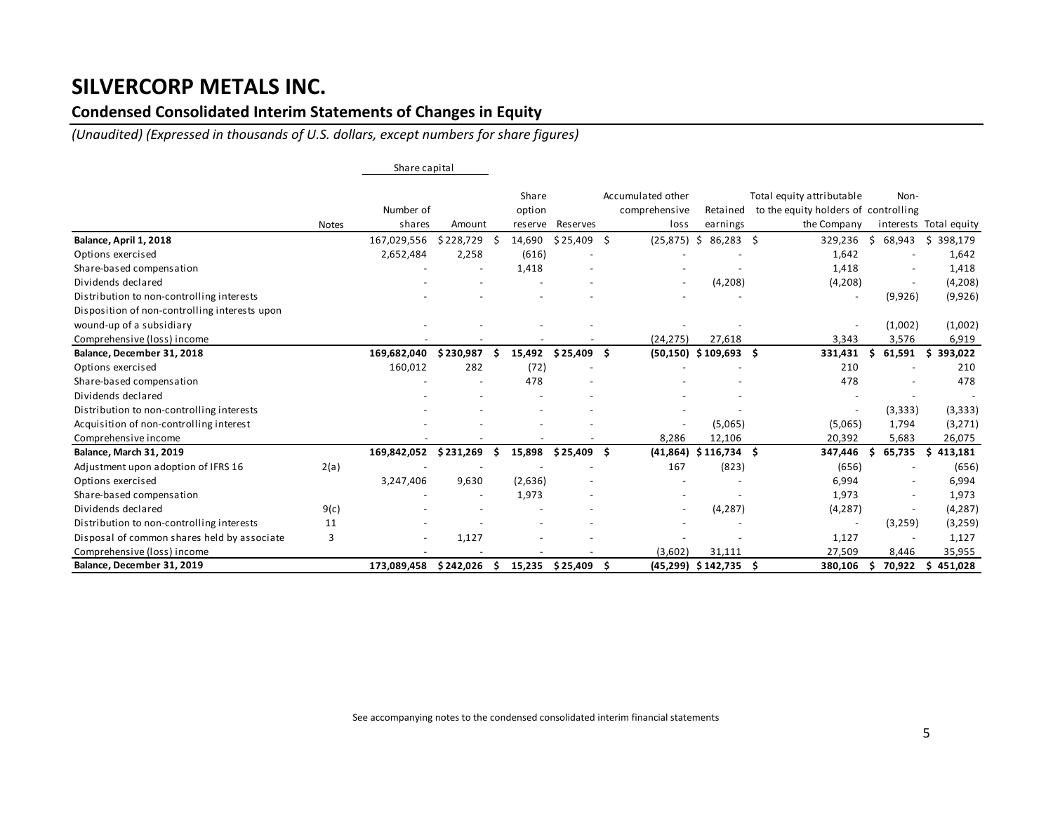# SILVERCORP METALS INC.

## Condensed Consolidated Interim Statements of Changes in Equity

*(Unaudited) (Expressed in thousands of U.S. dollars, except numbers for share figures)*

| | Notes | Share capital | | Share option reserve | Reserves | Accumulated other comprehensive loss | Retained earnings | Total equity attributable to the equity holders of the Company | Non-controlling interests | Total equity |
|---|---|---|---|---|---|---|---|---|---|---|
| | | Number of shares | Amount | | | | | | | |
| **Balance, April 1, 2018** | | 167,029,556 | $ 228,729 | $ 14,690 | $ 25,409 | $ (25,875) | $ 86,283 | $ 329,236 | $ 68,943 | $ 398,179 |
| Options exercised | | 2,652,484 | 2,258 | (616) | - | - | - | 1,642 | - | 1,642 |
| Share-based compensation | | - | - | 1,418 | - | - | - | 1,418 | - | 1,418 |
| Dividends declared | | - | - | - | - | - | (4,208) | (4,208) | - | (4,208) |
| Distribution to non-controlling interests | | - | - | - | - | - | - | - | (9,926) | (9,926) |
| Disposition of non-controlling interests upon wound-up of a subsidiary | | - | - | - | - | - | - | - | (1,002) | (1,002) |
| Comprehensive (loss) income | | - | - | - | - | (24,275) | 27,618 | 3,343 | 3,576 | 6,919 |
| **Balance, December 31, 2018** | | **169,682,040** | **$ 230,987** | **$ 15,492** | **$ 25,409** | **$ (50,150)** | **$ 109,693** | **$ 331,431** | **$ 61,591** | **$ 393,022** |
| Options exercised | | 160,012 | 282 | (72) | - | - | - | 210 | - | 210 |
| Share-based compensation | | - | - | 478 | - | - | - | 478 | - | 478 |
| Dividends declared | | - | - | - | - | - | - | - | - | - |
| Distribution to non-controlling interests | | - | - | - | - | - | - | - | (3,333) | (3,333) |
| Acquisition of non-controlling interest | | - | - | - | - | - | (5,065) | (5,065) | 1,794 | (3,271) |
| Comprehensive income | | - | - | - | - | 8,286 | 12,106 | 20,392 | 5,683 | 26,075 |
| **Balance, March 31, 2019** | | **169,842,052** | **$ 231,269** | **$ 15,898** | **$ 25,409** | **$ (41,864)** | **$ 116,734** | **$ 347,446** | **$ 65,735** | **$ 413,181** |
| Adjustment upon adoption of IFRS 16 | 2(a) | - | - | - | - | 167 | (823) | (656) | - | (656) |
| Options exercised | | 3,247,406 | 9,630 | (2,636) | - | - | - | 6,994 | - | 6,994 |
| Share-based compensation | | - | - | 1,973 | - | - | - | 1,973 | - | 1,973 |
| Dividends declared | 9(c) | - | - | - | - | - | (4,287) | (4,287) | - | (4,287) |
| Distribution to non-controlling interests | 11 | - | - | - | - | - | - | - | (3,259) | (3,259) |
| Disposal of common shares held by associate | 3 | - | 1,127 | - | - | - | - | 1,127 | - | 1,127 |
| Comprehensive (loss) income | | - | - | - | - | (3,602) | 31,111 | 27,509 | 8,446 | 35,955 |
| **Balance, December 31, 2019** | | **173,089,458** | **$ 242,026** | **$ 15,235** | **$ 25,409** | **$ (45,299)** | **$ 142,735** | **$ 380,106** | **$ 70,922** | **$ 451,028** |

See accompanying notes to the condensed consolidated interim financial statements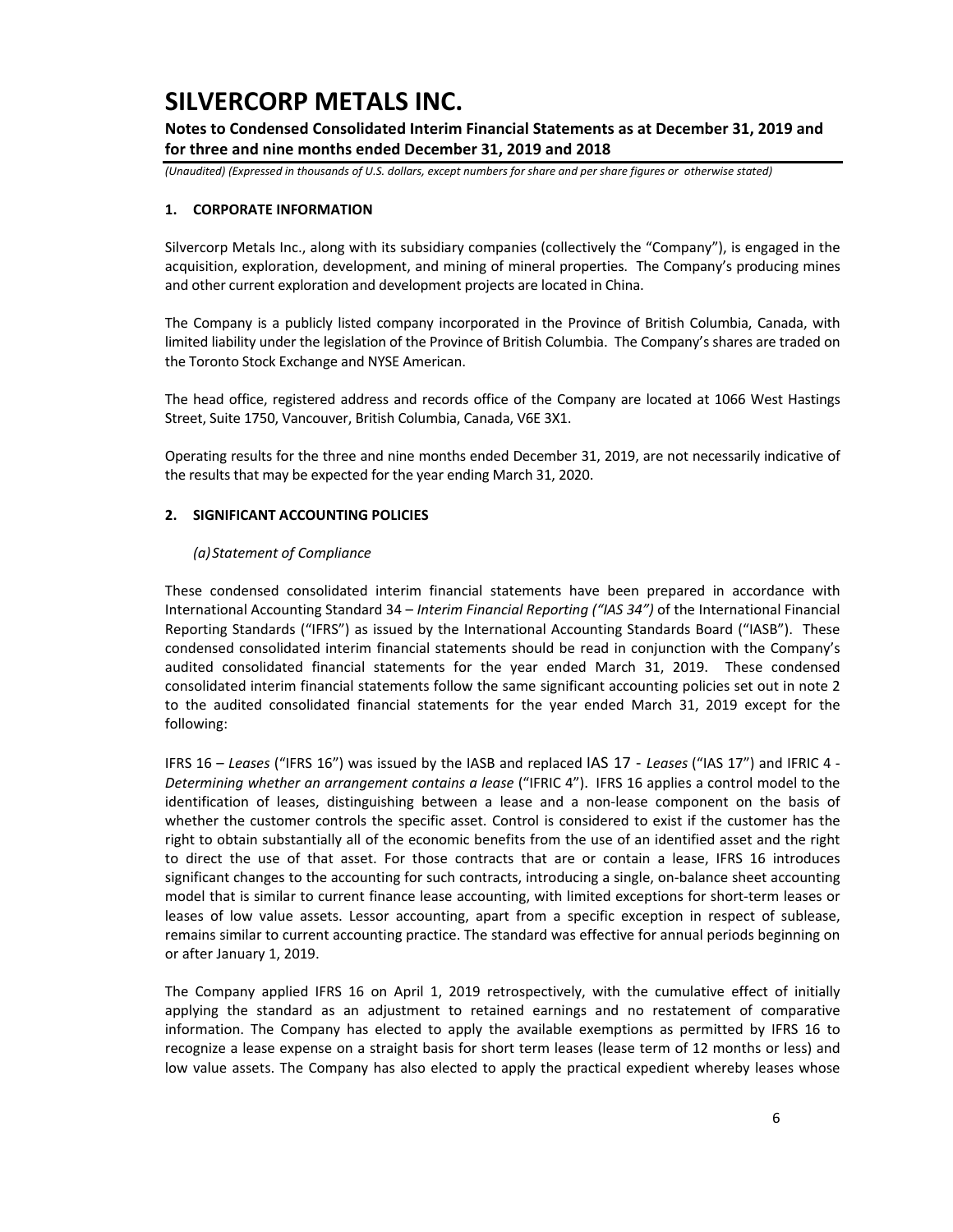# SILVERCORP METALS INC.

**Notes to Condensed Consolidated Interim Financial Statements as at December 31, 2019 and for three and nine months ended December 31, 2019 and 2018**

*(Unaudited) (Expressed in thousands of U.S. dollars, except numbers for share and per share figures or otherwise stated)*

## 1. CORPORATE INFORMATION

Silvercorp Metals Inc., along with its subsidiary companies (collectively the "Company"), is engaged in the acquisition, exploration, development, and mining of mineral properties. The Company's producing mines and other current exploration and development projects are located in China.

The Company is a publicly listed company incorporated in the Province of British Columbia, Canada, with limited liability under the legislation of the Province of British Columbia. The Company's shares are traded on the Toronto Stock Exchange and NYSE American.

The head office, registered address and records office of the Company are located at 1066 West Hastings Street, Suite 1750, Vancouver, British Columbia, Canada, V6E 3X1.

Operating results for the three and nine months ended December 31, 2019, are not necessarily indicative of the results that may be expected for the year ending March 31, 2020.

## 2. SIGNIFICANT ACCOUNTING POLICIES

### *(a) Statement of Compliance*

These condensed consolidated interim financial statements have been prepared in accordance with International Accounting Standard 34 – *Interim Financial Reporting ("IAS 34")* of the International Financial Reporting Standards ("IFRS") as issued by the International Accounting Standards Board ("IASB"). These condensed consolidated interim financial statements should be read in conjunction with the Company's audited consolidated financial statements for the year ended March 31, 2019. These condensed consolidated interim financial statements follow the same significant accounting policies set out in note 2 to the audited consolidated financial statements for the year ended March 31, 2019 except for the following:

IFRS 16 – *Leases* ("IFRS 16") was issued by the IASB and replaced IAS 17 - *Leases* ("IAS 17") and IFRIC 4 - *Determining whether an arrangement contains a lease* ("IFRIC 4"). IFRS 16 applies a control model to the identification of leases, distinguishing between a lease and a non-lease component on the basis of whether the customer controls the specific asset. Control is considered to exist if the customer has the right to obtain substantially all of the economic benefits from the use of an identified asset and the right to direct the use of that asset. For those contracts that are or contain a lease, IFRS 16 introduces significant changes to the accounting for such contracts, introducing a single, on-balance sheet accounting model that is similar to current finance lease accounting, with limited exceptions for short-term leases or leases of low value assets. Lessor accounting, apart from a specific exception in respect of sublease, remains similar to current accounting practice. The standard was effective for annual periods beginning on or after January 1, 2019.

The Company applied IFRS 16 on April 1, 2019 retrospectively, with the cumulative effect of initially applying the standard as an adjustment to retained earnings and no restatement of comparative information. The Company has elected to apply the available exemptions as permitted by IFRS 16 to recognize a lease expense on a straight basis for short term leases (lease term of 12 months or less) and low value assets. The Company has also elected to apply the practical expedient whereby leases whose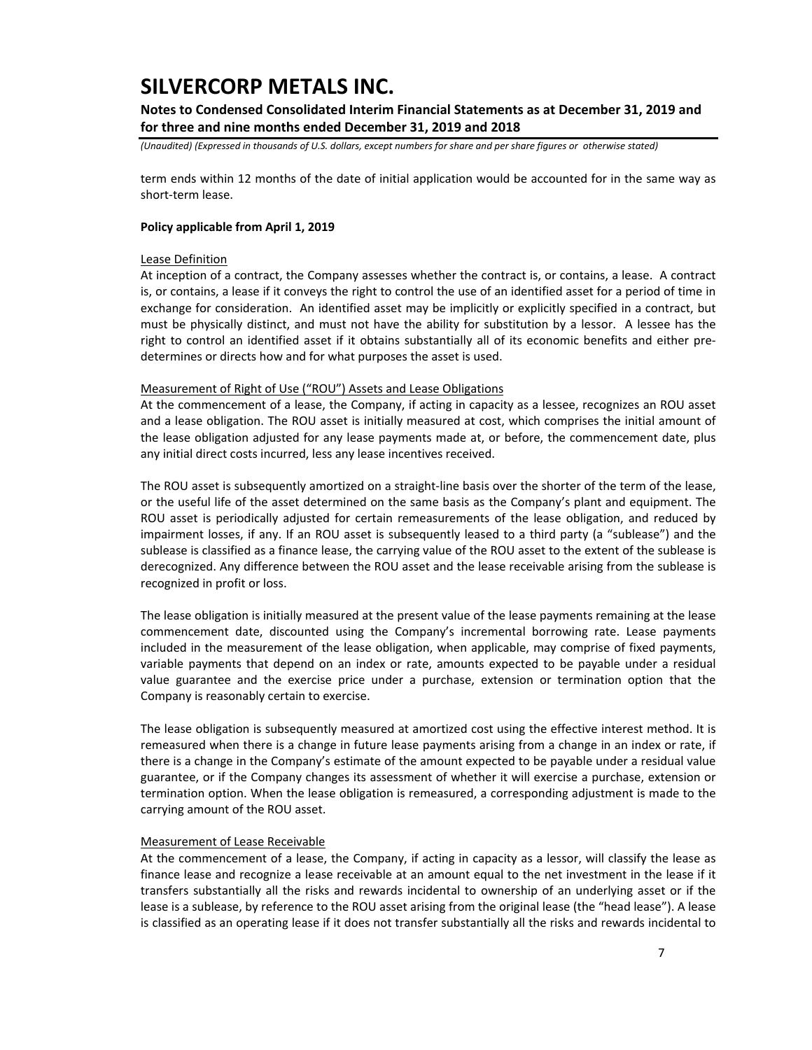term ends within 12 months of the date of initial application would be accounted for in the same way as short-term lease.

**Policy applicable from April 1, 2019**

Lease Definition

At inception of a contract, the Company assesses whether the contract is, or contains, a lease. A contract is, or contains, a lease if it conveys the right to control the use of an identified asset for a period of time in exchange for consideration. An identified asset may be implicitly or explicitly specified in a contract, but must be physically distinct, and must not have the ability for substitution by a lessor. A lessee has the right to control an identified asset if it obtains substantially all of its economic benefits and either pre-determines or directs how and for what purposes the asset is used.

Measurement of Right of Use ("ROU") Assets and Lease Obligations

At the commencement of a lease, the Company, if acting in capacity as a lessee, recognizes an ROU asset and a lease obligation. The ROU asset is initially measured at cost, which comprises the initial amount of the lease obligation adjusted for any lease payments made at, or before, the commencement date, plus any initial direct costs incurred, less any lease incentives received.

The ROU asset is subsequently amortized on a straight-line basis over the shorter of the term of the lease, or the useful life of the asset determined on the same basis as the Company's plant and equipment. The ROU asset is periodically adjusted for certain remeasurements of the lease obligation, and reduced by impairment losses, if any. If an ROU asset is subsequently leased to a third party (a "sublease") and the sublease is classified as a finance lease, the carrying value of the ROU asset to the extent of the sublease is derecognized. Any difference between the ROU asset and the lease receivable arising from the sublease is recognized in profit or loss.

The lease obligation is initially measured at the present value of the lease payments remaining at the lease commencement date, discounted using the Company's incremental borrowing rate. Lease payments included in the measurement of the lease obligation, when applicable, may comprise of fixed payments, variable payments that depend on an index or rate, amounts expected to be payable under a residual value guarantee and the exercise price under a purchase, extension or termination option that the Company is reasonably certain to exercise.

The lease obligation is subsequently measured at amortized cost using the effective interest method. It is remeasured when there is a change in future lease payments arising from a change in an index or rate, if there is a change in the Company's estimate of the amount expected to be payable under a residual value guarantee, or if the Company changes its assessment of whether it will exercise a purchase, extension or termination option. When the lease obligation is remeasured, a corresponding adjustment is made to the carrying amount of the ROU asset.

Measurement of Lease Receivable

At the commencement of a lease, the Company, if acting in capacity as a lessor, will classify the lease as finance lease and recognize a lease receivable at an amount equal to the net investment in the lease if it transfers substantially all the risks and rewards incidental to ownership of an underlying asset or if the lease is a sublease, by reference to the ROU asset arising from the original lease (the "head lease"). A lease is classified as an operating lease if it does not transfer substantially all the risks and rewards incidental to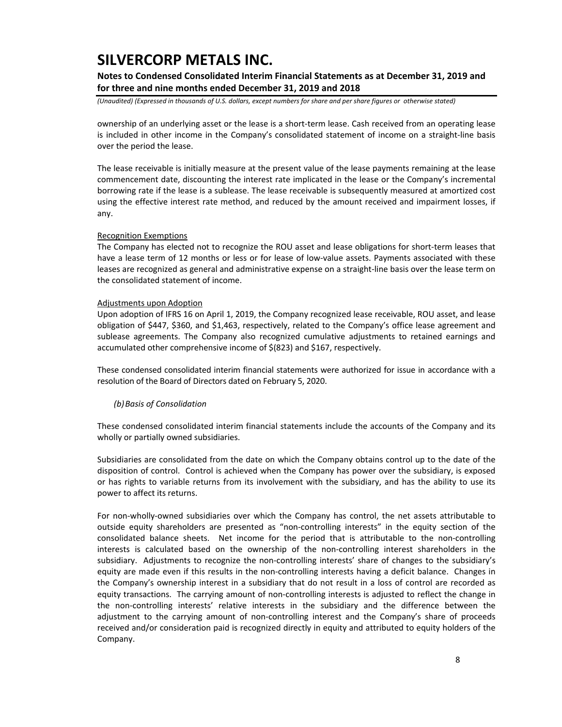ownership of an underlying asset or the lease is a short-term lease. Cash received from an operating lease is included in other income in the Company's consolidated statement of income on a straight-line basis over the period the lease.

The lease receivable is initially measure at the present value of the lease payments remaining at the lease commencement date, discounting the interest rate implicated in the lease or the Company's incremental borrowing rate if the lease is a sublease. The lease receivable is subsequently measured at amortized cost using the effective interest rate method, and reduced by the amount received and impairment losses, if any.

Recognition Exemptions

The Company has elected not to recognize the ROU asset and lease obligations for short-term leases that have a lease term of 12 months or less or for lease of low-value assets. Payments associated with these leases are recognized as general and administrative expense on a straight-line basis over the lease term on the consolidated statement of income.

Adjustments upon Adoption

Upon adoption of IFRS 16 on April 1, 2019, the Company recognized lease receivable, ROU asset, and lease obligation of $447, $360, and $1,463, respectively, related to the Company's office lease agreement and sublease agreements. The Company also recognized cumulative adjustments to retained earnings and accumulated other comprehensive income of $(823) and $167, respectively.

These condensed consolidated interim financial statements were authorized for issue in accordance with a resolution of the Board of Directors dated on February 5, 2020.

*(b) Basis of Consolidation*

These condensed consolidated interim financial statements include the accounts of the Company and its wholly or partially owned subsidiaries.

Subsidiaries are consolidated from the date on which the Company obtains control up to the date of the disposition of control. Control is achieved when the Company has power over the subsidiary, is exposed or has rights to variable returns from its involvement with the subsidiary, and has the ability to use its power to affect its returns.

For non-wholly-owned subsidiaries over which the Company has control, the net assets attributable to outside equity shareholders are presented as "non-controlling interests" in the equity section of the consolidated balance sheets. Net income for the period that is attributable to the non-controlling interests is calculated based on the ownership of the non-controlling interest shareholders in the subsidiary. Adjustments to recognize the non-controlling interests' share of changes to the subsidiary's equity are made even if this results in the non-controlling interests having a deficit balance. Changes in the Company's ownership interest in a subsidiary that do not result in a loss of control are recorded as equity transactions. The carrying amount of non-controlling interests is adjusted to reflect the change in the non-controlling interests' relative interests in the subsidiary and the difference between the adjustment to the carrying amount of non-controlling interest and the Company's share of proceeds received and/or consideration paid is recognized directly in equity and attributed to equity holders of the Company.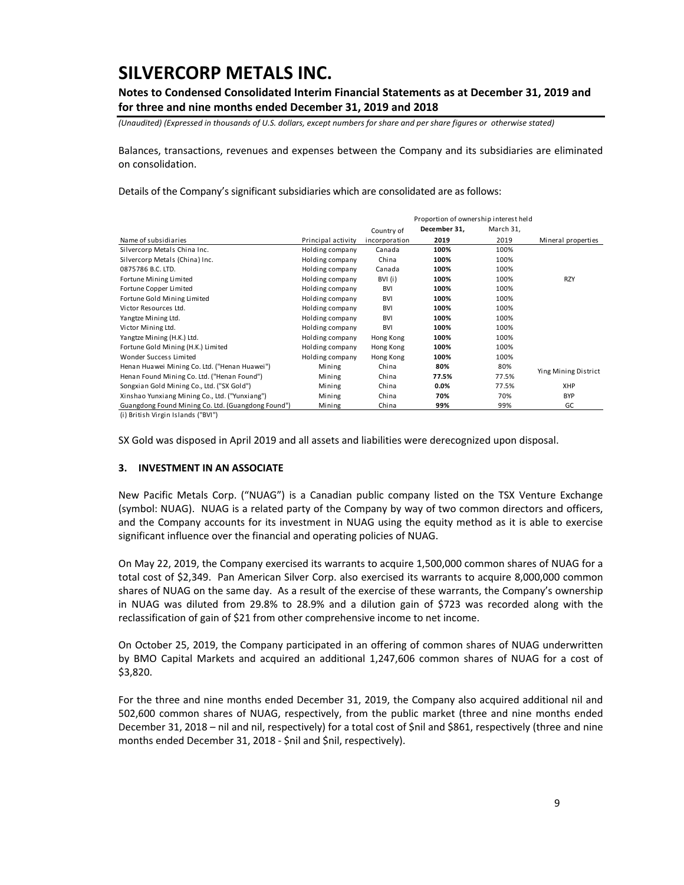Balances, transactions, revenues and expenses between the Company and its subsidiaries are eliminated on consolidation.

Details of the Company's significant subsidiaries which are consolidated are as follows:

| | | | Proportion of ownership interest held | | |
|---|---|---|---|---|---|
| Name of subsidiaries | Principal activity | Country of incorporation | **December 31, 2019** | March 31, 2019 | Mineral properties |
| Silvercorp Metals China Inc. | Holding company | Canada | **100%** | 100% | |
| Silvercorp Metals (China) Inc. | Holding company | China | **100%** | 100% | |
| 0875786 B.C. LTD. | Holding company | Canada | **100%** | 100% | |
| Fortune Mining Limited | Holding company | BVI (i) | **100%** | 100% | RZY |
| Fortune Copper Limited | Holding company | BVI | **100%** | 100% | |
| Fortune Gold Mining Limited | Holding company | BVI | **100%** | 100% | |
| Victor Resources Ltd. | Holding company | BVI | **100%** | 100% | |
| Yangtze Mining Ltd. | Holding company | BVI | **100%** | 100% | |
| Victor Mining Ltd. | Holding company | BVI | **100%** | 100% | |
| Yangtze Mining (H.K.) Ltd. | Holding company | Hong Kong | **100%** | 100% | |
| Fortune Gold Mining (H.K.) Limited | Holding company | Hong Kong | **100%** | 100% | |
| Wonder Success Limited | Holding company | Hong Kong | **100%** | 100% | |
| Henan Huawei Mining Co. Ltd. ("Henan Huawei") | Mining | China | **80%** | 80% | Ying Mining District |
| Henan Found Mining Co. Ltd. ("Henan Found") | Mining | China | **77.5%** | 77.5% | Ying Mining District |
| Songxian Gold Mining Co., Ltd. ("SX Gold") | Mining | China | **0.0%** | 77.5% | XHP |
| Xinshao Yunxiang Mining Co., Ltd. ("Yunxiang") | Mining | China | **70%** | 70% | BYP |
| Guangdong Found Mining Co. Ltd. (Guangdong Found") | Mining | China | **99%** | 99% | GC |

(i) British Virgin Islands ("BVI")

SX Gold was disposed in April 2019 and all assets and liabilities were derecognized upon disposal.

### 3. INVESTMENT IN AN ASSOCIATE

New Pacific Metals Corp. ("NUAG") is a Canadian public company listed on the TSX Venture Exchange (symbol: NUAG). NUAG is a related party of the Company by way of two common directors and officers, and the Company accounts for its investment in NUAG using the equity method as it is able to exercise significant influence over the financial and operating policies of NUAG.

On May 22, 2019, the Company exercised its warrants to acquire 1,500,000 common shares of NUAG for a total cost of $2,349. Pan American Silver Corp. also exercised its warrants to acquire 8,000,000 common shares of NUAG on the same day. As a result of the exercise of these warrants, the Company's ownership in NUAG was diluted from 29.8% to 28.9% and a dilution gain of $723 was recorded along with the reclassification of gain of $21 from other comprehensive income to net income.

On October 25, 2019, the Company participated in an offering of common shares of NUAG underwritten by BMO Capital Markets and acquired an additional 1,247,606 common shares of NUAG for a cost of $3,820.

For the three and nine months ended December 31, 2019, the Company also acquired additional nil and 502,600 common shares of NUAG, respectively, from the public market (three and nine months ended December 31, 2018 – nil and nil, respectively) for a total cost of $nil and $861, respectively (three and nine months ended December 31, 2018 - $nil and $nil, respectively).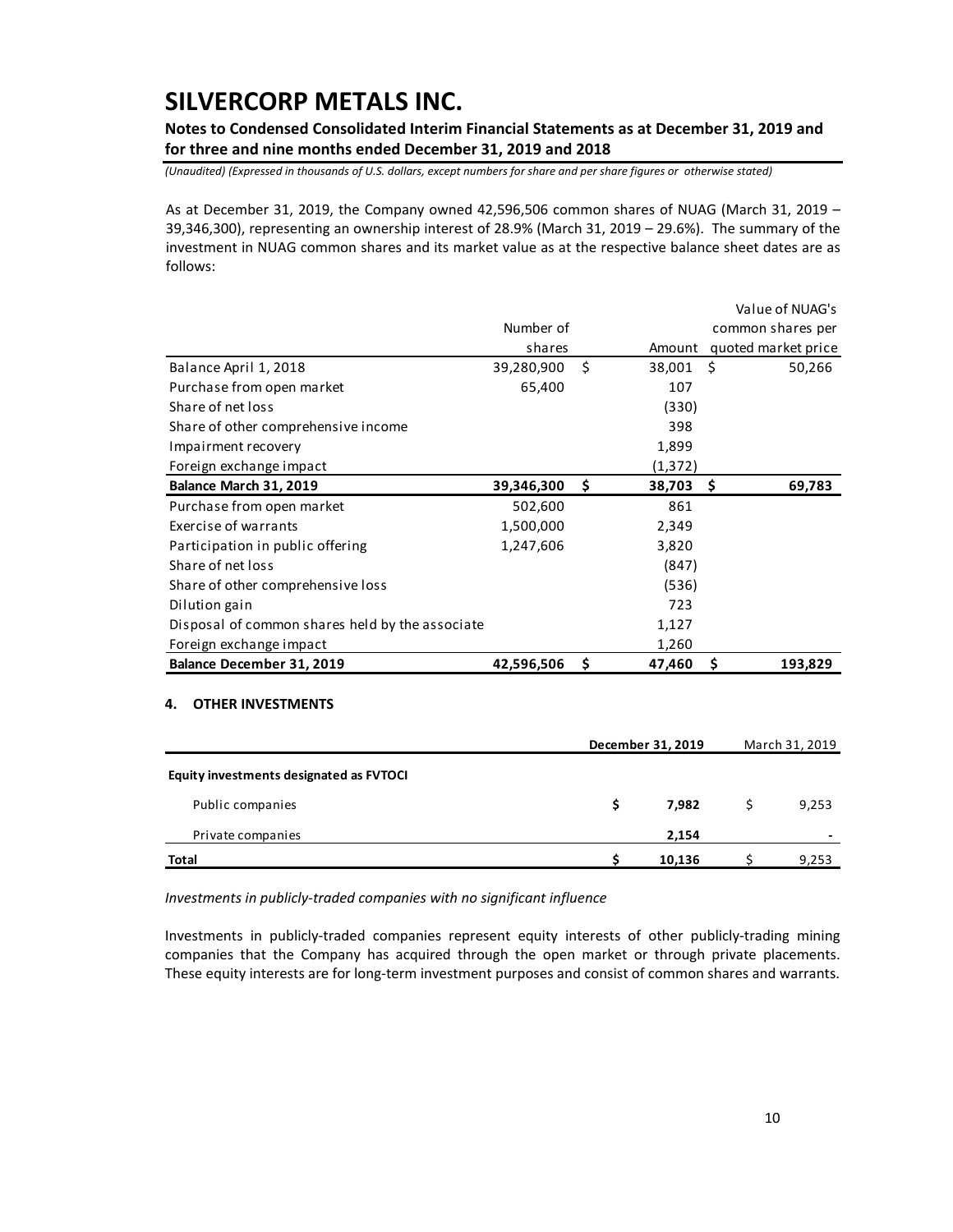As at December 31, 2019, the Company owned 42,596,506 common shares of NUAG (March 31, 2019 – 39,346,300), representing an ownership interest of 28.9% (March 31, 2019 – 29.6%). The summary of the investment in NUAG common shares and its market value as at the respective balance sheet dates are as follows:

| | Number of shares | Amount | Value of NUAG's common shares per quoted market price |
|---|---|---|---|
| Balance April 1, 2018 | 39,280,900 | $ 38,001 | $ 50,266 |
| Purchase from open market | 65,400 | 107 | |
| Share of net loss | | (330) | |
| Share of other comprehensive income | | 398 | |
| Impairment recovery | | 1,899 | |
| Foreign exchange impact | | (1,372) | |
| **Balance March 31, 2019** | **39,346,300** | **$ 38,703** | **$ 69,783** |
| Purchase from open market | 502,600 | 861 | |
| Exercise of warrants | 1,500,000 | 2,349 | |
| Participation in public offering | 1,247,606 | 3,820 | |
| Share of net loss | | (847) | |
| Share of other comprehensive loss | | (536) | |
| Dilution gain | | 723 | |
| Disposal of common shares held by the associate | | 1,127 | |
| Foreign exchange impact | | 1,260 | |
| **Balance December 31, 2019** | **42,596,506** | **$ 47,460** | **$ 193,829** |

## 4. OTHER INVESTMENTS

| | **December 31, 2019** | March 31, 2019 |
|---|---|---|
| **Equity investments designated as FVTOCI** | | |
| Public companies | **$ 7,982** | $ 9,253 |
| Private companies | **2,154** | - |
| **Total** | **$ 10,136** | $ 9,253 |

*Investments in publicly-traded companies with no significant influence*

Investments in publicly-traded companies represent equity interests of other publicly-trading mining companies that the Company has acquired through the open market or through private placements. These equity interests are for long-term investment purposes and consist of common shares and warrants.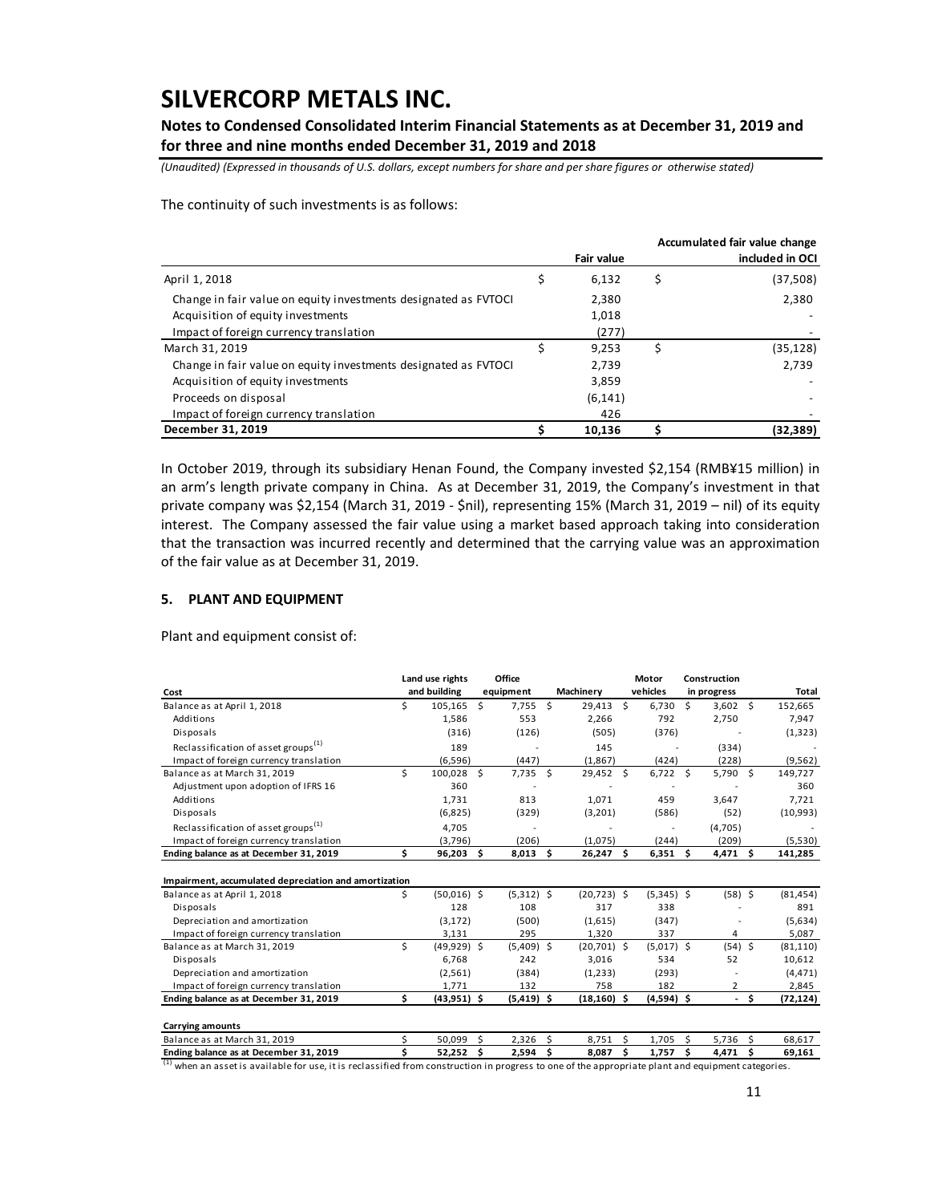The continuity of such investments is as follows:

| | Fair value | Accumulated fair value change included in OCI |
|---|---|---|
| April 1, 2018 | $ 6,132 | $ (37,508) |
| Change in fair value on equity investments designated as FVTOCI | 2,380 | 2,380 |
| Acquisition of equity investments | 1,018 | - |
| Impact of foreign currency translation | (277) | - |
| March 31, 2019 | $ 9,253 | $ (35,128) |
| Change in fair value on equity investments designated as FVTOCI | 2,739 | 2,739 |
| Acquisition of equity investments | 3,859 | - |
| Proceeds on disposal | (6,141) | - |
| Impact of foreign currency translation | 426 | - |
| **December 31, 2019** | **$ 10,136** | **$ (32,389)** |

In October 2019, through its subsidiary Henan Found, the Company invested $2,154 (RMB¥15 million) in an arm's length private company in China. As at December 31, 2019, the Company's investment in that private company was $2,154 (March 31, 2019 - $nil), representing 15% (March 31, 2019 – nil) of its equity interest. The Company assessed the fair value using a market based approach taking into consideration that the transaction was incurred recently and determined that the carrying value was an approximation of the fair value as at December 31, 2019.

## 5. PLANT AND EQUIPMENT

Plant and equipment consist of:

| Cost | Land use rights and building | Office equipment | Machinery | Motor vehicles | Construction in progress | Total |
|---|---|---|---|---|---|---|
| Balance as at April 1, 2018 | $ 105,165 | $ 7,755 | $ 29,413 | $ 6,730 | $ 3,602 | $ 152,665 |
| Additions | 1,586 | 553 | 2,266 | 792 | 2,750 | 7,947 |
| Disposals | (316) | (126) | (505) | (376) | - | (1,323) |
| Reclassification of asset groups[(1)] | 189 | - | 145 | - | (334) | - |
| Impact of foreign currency translation | (6,596) | (447) | (1,867) | (424) | (228) | (9,562) |
| Balance as at March 31, 2019 | $ 100,028 | $ 7,735 | $ 29,452 | $ 6,722 | $ 5,790 | $ 149,727 |
| Adjustment upon adoption of IFRS 16 | 360 | - | - | - | - | 360 |
| Additions | 1,731 | 813 | 1,071 | 459 | 3,647 | 7,721 |
| Disposals | (6,825) | (329) | (3,201) | (586) | (52) | (10,993) |
| Reclassification of asset groups[(1)] | 4,705 | - | - | - | (4,705) | - |
| Impact of foreign currency translation | (3,796) | (206) | (1,075) | (244) | (209) | (5,530) |
| **Ending balance as at December 31, 2019** | **$ 96,203** | **$ 8,013** | **$ 26,247** | **$ 6,351** | **$ 4,471** | **$ 141,285** |
| | | | | | | |
| **Impairment, accumulated depreciation and amortization** | | | | | | |
| Balance as at April 1, 2018 | $ (50,016) | $ (5,312) | $ (20,723) | $ (5,345) | $ (58) | $ (81,454) |
| Disposals | 128 | 108 | 317 | 338 | - | 891 |
| Depreciation and amortization | (3,172) | (500) | (1,615) | (347) | - | (5,634) |
| Impact of foreign currency translation | 3,131 | 295 | 1,320 | 337 | 4 | 5,087 |
| Balance as at March 31, 2019 | $ (49,929) | $ (5,409) | $ (20,701) | $ (5,017) | $ (54) | $ (81,110) |
| Disposals | 6,768 | 242 | 3,016 | 534 | 52 | 10,612 |
| Depreciation and amortization | (2,561) | (384) | (1,233) | (293) | - | (4,471) |
| Impact of foreign currency translation | 1,771 | 132 | 758 | 182 | 2 | 2,845 |
| **Ending balance as at December 31, 2019** | **$ (43,951)** | **$ (5,419)** | **$ (18,160)** | **$ (4,594)** | **$ -** | **$ (72,124)** |
| | | | | | | |
| **Carrying amounts** | | | | | | |
| Balance as at March 31, 2019 | $ 50,099 | $ 2,326 | $ 8,751 | $ 1,705 | $ 5,736 | $ 68,617 |
| **Ending balance as at December 31, 2019** | **$ 52,252** | **$ 2,594** | **$ 8,087** | **$ 1,757** | **$ 4,471** | **$ 69,161** |

[(1)] when an asset is available for use, it is reclassified from construction in progress to one of the appropriate plant and equipment categories.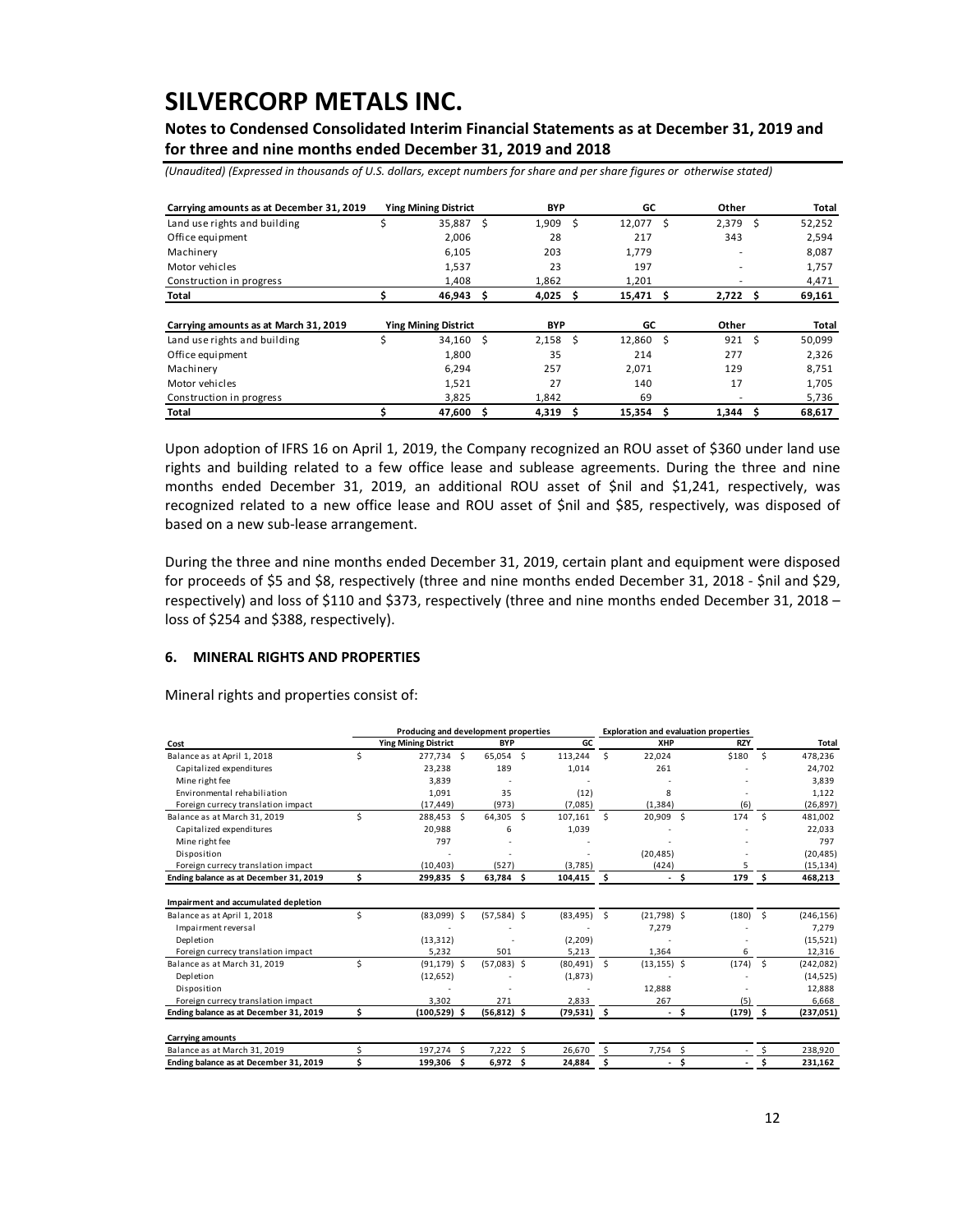| Carrying amounts as at December 31, 2019 | Ying Mining District | BYP | GC | Other | Total |
|---|---|---|---|---|---|
| Land use rights and building | $ 35,887 | $ 1,909 | $ 12,077 | $ 2,379 | $ 52,252 |
| Office equipment | 2,006 | 28 | 217 | 343 | 2,594 |
| Machinery | 6,105 | 203 | 1,779 | - | 8,087 |
| Motor vehicles | 1,537 | 23 | 197 | - | 1,757 |
| Construction in progress | 1,408 | 1,862 | 1,201 | - | 4,471 |
| **Total** | **$ 46,943** | **$ 4,025** | **$ 15,471** | **$ 2,722** | **$ 69,161** |

| Carrying amounts as at March 31, 2019 | Ying Mining District | BYP | GC | Other | Total |
|---|---|---|---|---|---|
| Land use rights and building | $ 34,160 | $ 2,158 | $ 12,860 | $ 921 | $ 50,099 |
| Office equipment | 1,800 | 35 | 214 | 277 | 2,326 |
| Machinery | 6,294 | 257 | 2,071 | 129 | 8,751 |
| Motor vehicles | 1,521 | 27 | 140 | 17 | 1,705 |
| Construction in progress | 3,825 | 1,842 | 69 | - | 5,736 |
| **Total** | **$ 47,600** | **$ 4,319** | **$ 15,354** | **$ 1,344** | **$ 68,617** |

Upon adoption of IFRS 16 on April 1, 2019, the Company recognized an ROU asset of $360 under land use rights and building related to a few office lease and sublease agreements. During the three and nine months ended December 31, 2019, an additional ROU asset of $nil and $1,241, respectively, was recognized related to a new office lease and ROU asset of $nil and $85, respectively, was disposed of based on a new sub-lease arrangement.

During the three and nine months ended December 31, 2019, certain plant and equipment were disposed for proceeds of $5 and $8, respectively (three and nine months ended December 31, 2018 - $nil and $29, respectively) and loss of $110 and $373, respectively (three and nine months ended December 31, 2018 – loss of $254 and $388, respectively).

## 6. MINERAL RIGHTS AND PROPERTIES

Mineral rights and properties consist of:

| | Producing and development properties | | | Exploration and evaluation properties | | |
|---|---|---|---|---|---|---|
| **Cost** | **Ying Mining District** | **BYP** | **GC** | **XHP** | **RZY** | **Total** |
| Balance as at April 1, 2018 | $ 277,734 | $ 65,054 | $ 113,244 | $ 22,024 | $180 | $ 478,236 |
| Capitalized expenditures | 23,238 | 189 | 1,014 | 261 | - | 24,702 |
| Mine right fee | 3,839 | - | - | - | - | 3,839 |
| Environmental rehabiliation | 1,091 | 35 | (12) | 8 | - | 1,122 |
| Foreign currecy translation impact | (17,449) | (973) | (7,085) | (1,384) | (6) | (26,897) |
| Balance as at March 31, 2019 | $ 288,453 | $ 64,305 | $ 107,161 | $ 20,909 | $ 174 | $ 481,002 |
| Capitalized expenditures | 20,988 | 6 | 1,039 | - | - | 22,033 |
| Mine right fee | 797 | - | - | - | - | 797 |
| Disposition | - | - | - | (20,485) | - | (20,485) |
| Foreign currecy translation impact | (10,403) | (527) | (3,785) | (424) | 5 | (15,134) |
| **Ending balance as at December 31, 2019** | **$ 299,835** | **$ 63,784** | **$ 104,415** | **$ -** | **$ 179** | **$ 468,213** |
| **Impairment and accumulated depletion** | | | | | | |
| Balance as at April 1, 2018 | $ (83,099) | $ (57,584) | $ (83,495) | $ (21,798) | $ (180) | $ (246,156) |
| Impairment reversal | - | - | - | 7,279 | - | 7,279 |
| Depletion | (13,312) | - | (2,209) | - | - | (15,521) |
| Foreign currecy translation impact | 5,232 | 501 | 5,213 | 1,364 | 6 | 12,316 |
| Balance as at March 31, 2019 | $ (91,179) | $ (57,083) | $ (80,491) | $ (13,155) | $ (174) | $ (242,082) |
| Depletion | (12,652) | - | (1,873) | - | - | (14,525) |
| Disposition | - | - | - | 12,888 | - | 12,888 |
| Foreign currecy translation impact | 3,302 | 271 | 2,833 | 267 | (5) | 6,668 |
| **Ending balance as at December 31, 2019** | **$ (100,529)** | **$ (56,812)** | **$ (79,531)** | **$ -** | **$ (179)** | **$ (237,051)** |
| **Carrying amounts** | | | | | | |
| Balance as at March 31, 2019 | $ 197,274 | $ 7,222 | $ 26,670 | $ 7,754 | $ - | $ 238,920 |
| **Ending balance as at December 31, 2019** | **$ 199,306** | **$ 6,972** | **$ 24,884** | **$ -** | **$ -** | **$ 231,162** |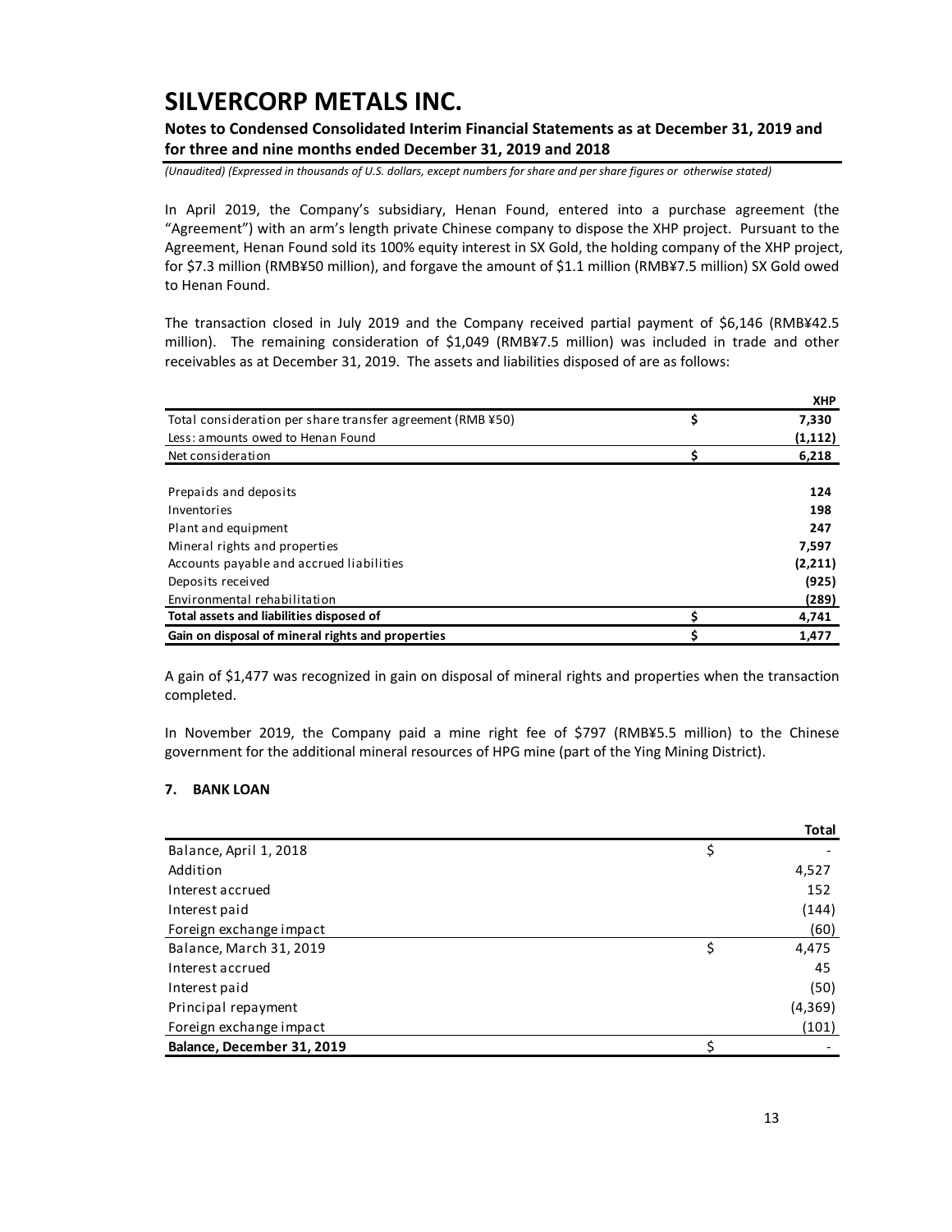In April 2019, the Company's subsidiary, Henan Found, entered into a purchase agreement (the "Agreement") with an arm's length private Chinese company to dispose the XHP project. Pursuant to the Agreement, Henan Found sold its 100% equity interest in SX Gold, the holding company of the XHP project, for $7.3 million (RMB¥50 million), and forgave the amount of $1.1 million (RMB¥7.5 million) SX Gold owed to Henan Found.

The transaction closed in July 2019 and the Company received partial payment of $6,146 (RMB¥42.5 million). The remaining consideration of $1,049 (RMB¥7.5 million) was included in trade and other receivables as at December 31, 2019. The assets and liabilities disposed of are as follows:

| | | XHP |
|---|---|---|
| Total consideration per share transfer agreement (RMB ¥50) | $ | 7,330 |
| Less: amounts owed to Henan Found | | (1,112) |
| Net consideration | $ | 6,218 |
| | | |
| Prepaids and deposits | | 124 |
| Inventories | | 198 |
| Plant and equipment | | 247 |
| Mineral rights and properties | | 7,597 |
| Accounts payable and accrued liabilities | | (2,211) |
| Deposits received | | (925) |
| Environmental rehabilitation | | (289) |
| **Total assets and liabilities disposed of** | **$** | **4,741** |
| **Gain on disposal of mineral rights and properties** | **$** | **1,477** |

A gain of $1,477 was recognized in gain on disposal of mineral rights and properties when the transaction completed.

In November 2019, the Company paid a mine right fee of $797 (RMB¥5.5 million) to the Chinese government for the additional mineral resources of HPG mine (part of the Ying Mining District).

### 7. BANK LOAN

| | | Total |
|---|---|---|
| Balance, April 1, 2018 | $ | - |
| Addition | | 4,527 |
| Interest accrued | | 152 |
| Interest paid | | (144) |
| Foreign exchange impact | | (60) |
| Balance, March 31, 2019 | $ | 4,475 |
| Interest accrued | | 45 |
| Interest paid | | (50) |
| Principal repayment | | (4,369) |
| Foreign exchange impact | | (101) |
| **Balance, December 31, 2019** | $ | - |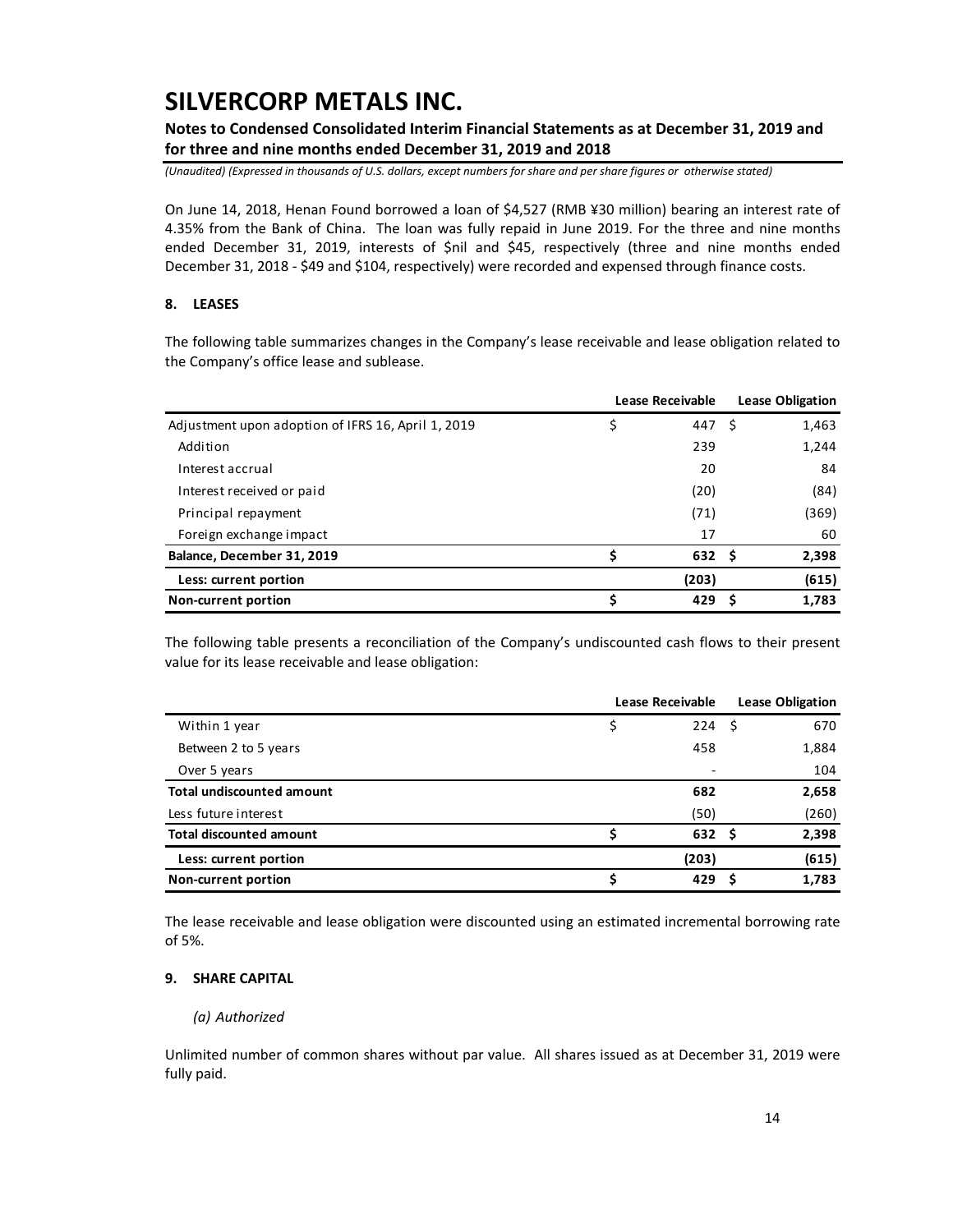On June 14, 2018, Henan Found borrowed a loan of $4,527 (RMB ¥30 million) bearing an interest rate of 4.35% from the Bank of China. The loan was fully repaid in June 2019. For the three and nine months ended December 31, 2019, interests of $nil and $45, respectively (three and nine months ended December 31, 2018 - $49 and $104, respectively) were recorded and expensed through finance costs.

## 8. LEASES

The following table summarizes changes in the Company's lease receivable and lease obligation related to the Company's office lease and sublease.

| | Lease Receivable | Lease Obligation |
|---|---|---|
| Adjustment upon adoption of IFRS 16, April 1, 2019 | $ 447 | $ 1,463 |
| Addition | 239 | 1,244 |
| Interest accrual | 20 | 84 |
| Interest received or paid | (20) | (84) |
| Principal repayment | (71) | (369) |
| Foreign exchange impact | 17 | 60 |
| **Balance, December 31, 2019** | **$ 632** | **$ 2,398** |
| **Less: current portion** | **(203)** | **(615)** |
| **Non-current portion** | **$ 429** | **$ 1,783** |

The following table presents a reconciliation of the Company's undiscounted cash flows to their present value for its lease receivable and lease obligation:

| | Lease Receivable | Lease Obligation |
|---|---|---|
| Within 1 year | $ 224 | $ 670 |
| Between 2 to 5 years | 458 | 1,884 |
| Over 5 years | - | 104 |
| **Total undiscounted amount** | **682** | **2,658** |
| Less future interest | (50) | (260) |
| **Total discounted amount** | **$ 632** | **$ 2,398** |
| **Less: current portion** | **(203)** | **(615)** |
| **Non-current portion** | **$ 429** | **$ 1,783** |

The lease receivable and lease obligation were discounted using an estimated incremental borrowing rate of 5%.

## 9. SHARE CAPITAL

*(a) Authorized*

Unlimited number of common shares without par value. All shares issued as at December 31, 2019 were fully paid.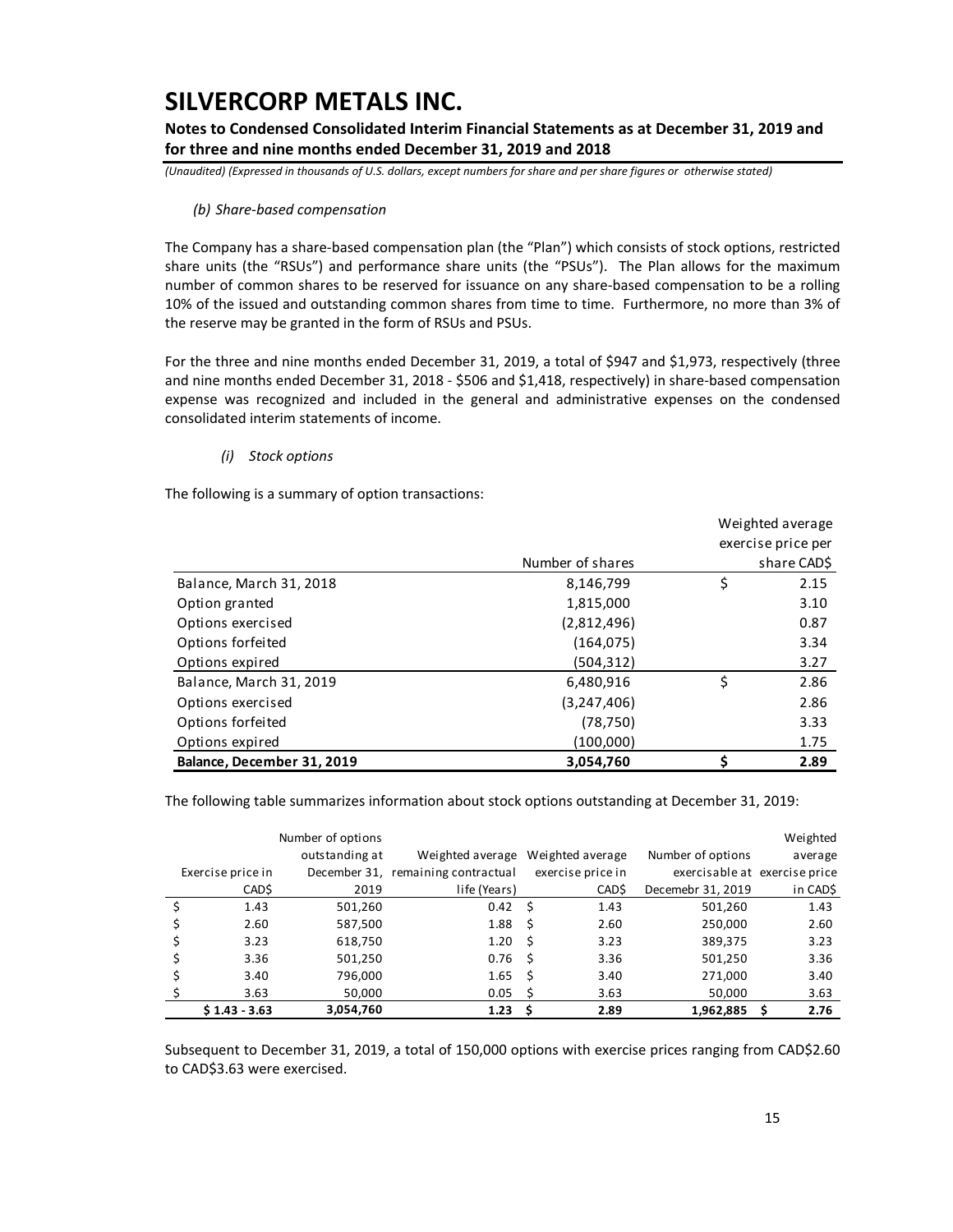*(b) Share-based compensation*

The Company has a share-based compensation plan (the "Plan") which consists of stock options, restricted share units (the "RSUs") and performance share units (the "PSUs"). The Plan allows for the maximum number of common shares to be reserved for issuance on any share-based compensation to be a rolling 10% of the issued and outstanding common shares from time to time. Furthermore, no more than 3% of the reserve may be granted in the form of RSUs and PSUs.

For the three and nine months ended December 31, 2019, a total of $947 and $1,973, respectively (three and nine months ended December 31, 2018 - $506 and $1,418, respectively) in share-based compensation expense was recognized and included in the general and administrative expenses on the condensed consolidated interim statements of income.

*(i) Stock options*

The following is a summary of option transactions:

| | Number of shares | Weighted average exercise price per share CAD$ |
|---|---|---|
| Balance, March 31, 2018 | 8,146,799 | $ 2.15 |
| Option granted | 1,815,000 | 3.10 |
| Options exercised | (2,812,496) | 0.87 |
| Options forfeited | (164,075) | 3.34 |
| Options expired | (504,312) | 3.27 |
| Balance, March 31, 2019 | 6,480,916 | $ 2.86 |
| Options exercised | (3,247,406) | 2.86 |
| Options forfeited | (78,750) | 3.33 |
| Options expired | (100,000) | 1.75 |
| **Balance, December 31, 2019** | **3,054,760** | **$ 2.89** |

The following table summarizes information about stock options outstanding at December 31, 2019:

| Exercise price in CAD$ | Number of options outstanding at December 31, 2019 | Weighted average remaining contractual life (Years) | Weighted average exercise price in CAD$ | Number of options exercisable at Decemebr 31, 2019 | Weighted average exercise price in CAD$ |
|---|---|---|---|---|---|
| $ 1.43 | 501,260 | 0.42 | $ 1.43 | 501,260 | 1.43 |
| $ 2.60 | 587,500 | 1.88 | $ 2.60 | 250,000 | 2.60 |
| $ 3.23 | 618,750 | 1.20 | $ 3.23 | 389,375 | 3.23 |
| $ 3.36 | 501,250 | 0.76 | $ 3.36 | 501,250 | 3.36 |
| $ 3.40 | 796,000 | 1.65 | $ 3.40 | 271,000 | 3.40 |
| $ 3.63 | 50,000 | 0.05 | $ 3.63 | 50,000 | 3.63 |
| **$ 1.43 - 3.63** | **3,054,760** | **1.23** | **$ 2.89** | **1,962,885** | **$ 2.76** |

Subsequent to December 31, 2019, a total of 150,000 options with exercise prices ranging from CAD$2.60 to CAD$3.63 were exercised.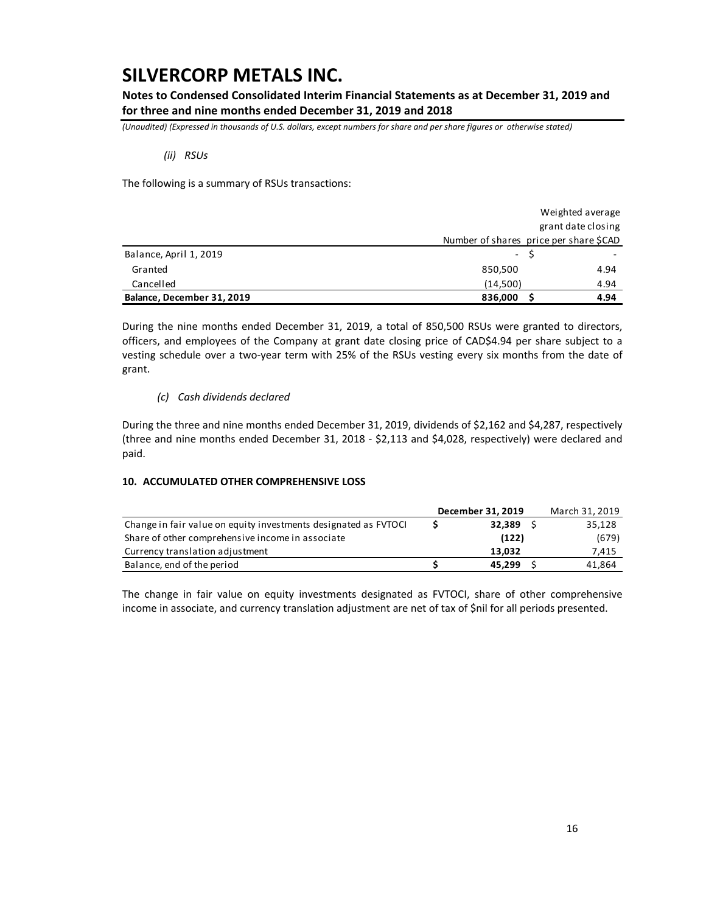*(ii) RSUs*

The following is a summary of RSUs transactions:

| | Number of shares | Weighted average grant date closing price per share $CAD |
|---|---|---|
| Balance, April 1, 2019 | - | $ - |
| Granted | 850,500 | 4.94 |
| Cancelled | (14,500) | 4.94 |
| **Balance, December 31, 2019** | **836,000** | **$ 4.94** |

During the nine months ended December 31, 2019, a total of 850,500 RSUs were granted to directors, officers, and employees of the Company at grant date closing price of CAD$4.94 per share subject to a vesting schedule over a two-year term with 25% of the RSUs vesting every six months from the date of grant.

*(c) Cash dividends declared*

During the three and nine months ended December 31, 2019, dividends of $2,162 and $4,287, respectively (three and nine months ended December 31, 2018 - $2,113 and $4,028, respectively) were declared and paid.

## 10. ACCUMULATED OTHER COMPREHENSIVE LOSS

| | December 31, 2019 | March 31, 2019 |
|---|---|---|
| Change in fair value on equity investments designated as FVTOCI | $ **32,389** | $ 35,128 |
| Share of other comprehensive income in associate | **(122)** | (679) |
| Currency translation adjustment | **13,032** | 7,415 |
| Balance, end of the period | $ **45,299** | $ 41,864 |

The change in fair value on equity investments designated as FVTOCI, share of other comprehensive income in associate, and currency translation adjustment are net of tax of $nil for all periods presented.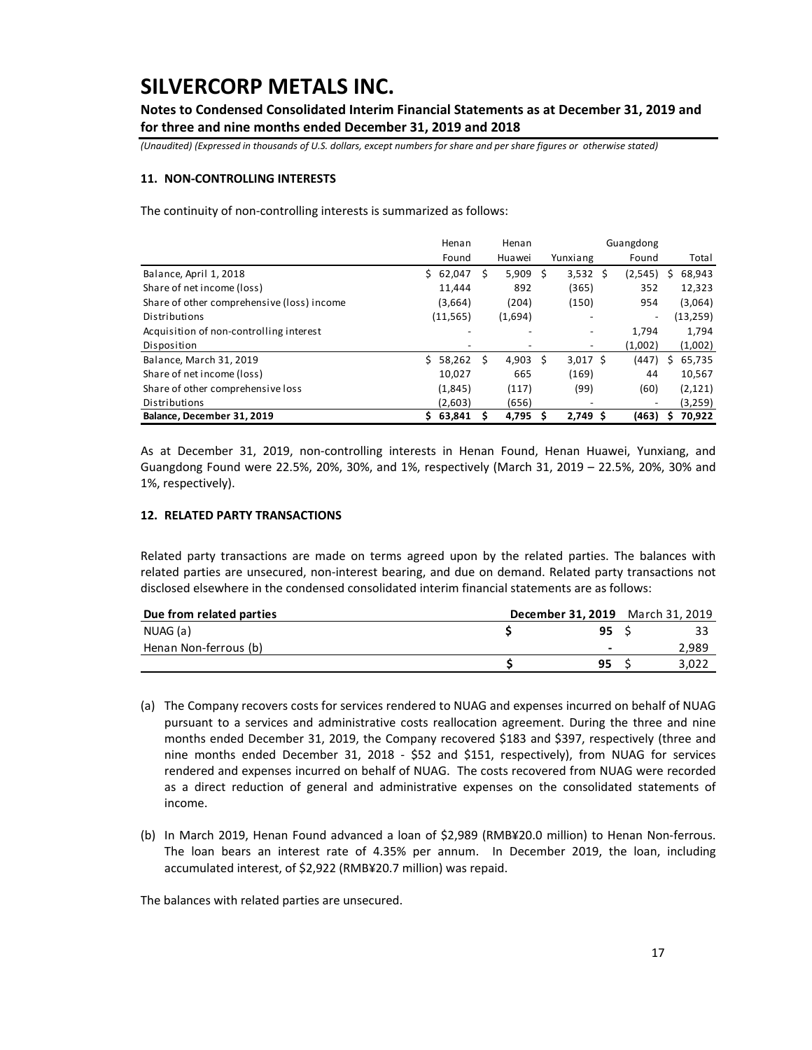# SILVERCORP METALS INC.

**Notes to Condensed Consolidated Interim Financial Statements as at December 31, 2019 and for three and nine months ended December 31, 2019 and 2018**

*(Unaudited) (Expressed in thousands of U.S. dollars, except numbers for share and per share figures or otherwise stated)*

### 11. NON-CONTROLLING INTERESTS

The continuity of non-controlling interests is summarized as follows:

| | Henan Found | Henan Huawei | Yunxiang | Guangdong Found | Total |
|---|---|---|---|---|---|
| Balance, April 1, 2018 | $ 62,047 | $ 5,909 | $ 3,532 | $ (2,545) | $ 68,943 |
| Share of net income (loss) | 11,444 | 892 | (365) | 352 | 12,323 |
| Share of other comprehensive (loss) income | (3,664) | (204) | (150) | 954 | (3,064) |
| Distributions | (11,565) | (1,694) | - | - | (13,259) |
| Acquisition of non-controlling interest | - | - | - | 1,794 | 1,794 |
| Disposition | - | - | - | (1,002) | (1,002) |
| Balance, March 31, 2019 | $ 58,262 | $ 4,903 | $ 3,017 | $ (447) | $ 65,735 |
| Share of net income (loss) | 10,027 | 665 | (169) | 44 | 10,567 |
| Share of other comprehensive loss | (1,845) | (117) | (99) | (60) | (2,121) |
| Distributions | (2,603) | (656) | - | - | (3,259) |
| **Balance, December 31, 2019** | **$ 63,841** | **$ 4,795** | **$ 2,749** | **$ (463)** | **$ 70,922** |

As at December 31, 2019, non-controlling interests in Henan Found, Henan Huawei, Yunxiang, and Guangdong Found were 22.5%, 20%, 30%, and 1%, respectively (March 31, 2019 – 22.5%, 20%, 30% and 1%, respectively).

### 12. RELATED PARTY TRANSACTIONS

Related party transactions are made on terms agreed upon by the related parties. The balances with related parties are unsecured, non-interest bearing, and due on demand. Related party transactions not disclosed elsewhere in the condensed consolidated interim financial statements are as follows:

| **Due from related parties** | **December 31, 2019** | March 31, 2019 |
|---|---|---|
| NUAG (a) | $ 95 | $ 33 |
| Henan Non-ferrous (b) | - | 2,989 |
| | $ 95 | $ 3,022 |

(a) The Company recovers costs for services rendered to NUAG and expenses incurred on behalf of NUAG pursuant to a services and administrative costs reallocation agreement. During the three and nine months ended December 31, 2019, the Company recovered $183 and $397, respectively (three and nine months ended December 31, 2018 - $52 and $151, respectively), from NUAG for services rendered and expenses incurred on behalf of NUAG. The costs recovered from NUAG were recorded as a direct reduction of general and administrative expenses on the consolidated statements of income.

(b) In March 2019, Henan Found advanced a loan of $2,989 (RMB¥20.0 million) to Henan Non-ferrous. The loan bears an interest rate of 4.35% per annum. In December 2019, the loan, including accumulated interest, of $2,922 (RMB¥20.7 million) was repaid.

The balances with related parties are unsecured.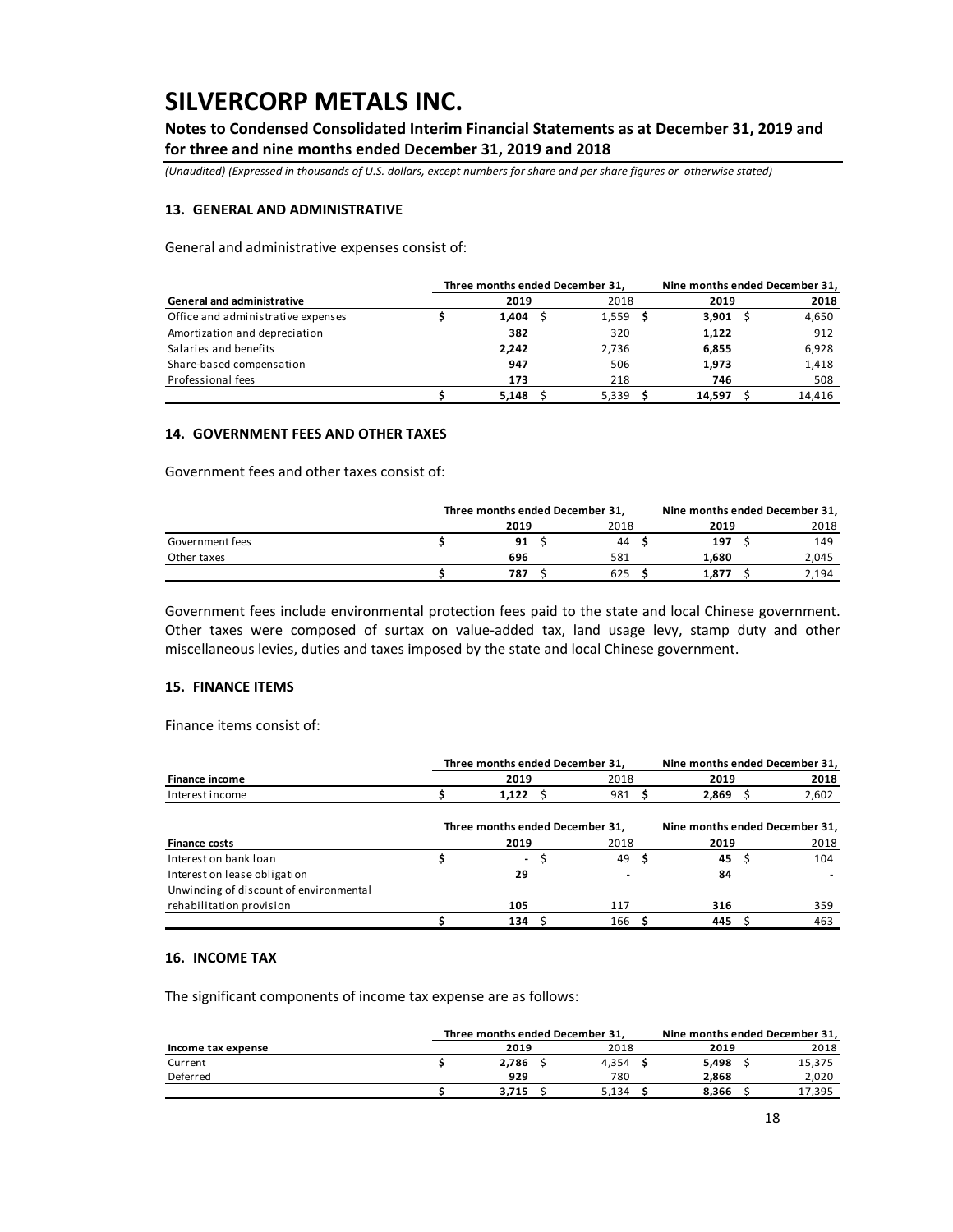# SILVERCORP METALS INC.

**Notes to Condensed Consolidated Interim Financial Statements as at December 31, 2019 and for three and nine months ended December 31, 2019 and 2018**

*(Unaudited) (Expressed in thousands of U.S. dollars, except numbers for share and per share figures or otherwise stated)*

### 13. GENERAL AND ADMINISTRATIVE

General and administrative expenses consist of:

| | Three months ended December 31, | | Nine months ended December 31, | |
|---|---|---|---|---|
| **General and administrative** | **2019** | 2018 | **2019** | 2018 |
| Office and administrative expenses | **$ 1,404** | $ 1,559 | **$ 3,901** | $ 4,650 |
| Amortization and depreciation | **382** | 320 | **1,122** | 912 |
| Salaries and benefits | **2,242** | 2,736 | **6,855** | 6,928 |
| Share-based compensation | **947** | 506 | **1,973** | 1,418 |
| Professional fees | **173** | 218 | **746** | 508 |
| | **$ 5,148** | $ 5,339 | **$ 14,597** | $ 14,416 |

### 14. GOVERNMENT FEES AND OTHER TAXES

Government fees and other taxes consist of:

| | Three months ended December 31, | | Nine months ended December 31, | |
|---|---|---|---|---|
| | **2019** | 2018 | **2019** | 2018 |
| Government fees | **$ 91** | $ 44 | **$ 197** | $ 149 |
| Other taxes | **696** | 581 | **1,680** | 2,045 |
| | **$ 787** | $ 625 | **$ 1,877** | $ 2,194 |

Government fees include environmental protection fees paid to the state and local Chinese government. Other taxes were composed of surtax on value-added tax, land usage levy, stamp duty and other miscellaneous levies, duties and taxes imposed by the state and local Chinese government.

### 15. FINANCE ITEMS

Finance items consist of:

| | Three months ended December 31, | | Nine months ended December 31, | |
|---|---|---|---|---|
| **Finance income** | **2019** | 2018 | **2019** | **2018** |
| Interest income | **$ 1,122** | $ 981 | **$ 2,869** | $ 2,602 |

| | Three months ended December 31, | | Nine months ended December 31, | |
|---|---|---|---|---|
| **Finance costs** | **2019** | 2018 | **2019** | 2018 |
| Interest on bank loan | **$ -** | $ 49 | **$ 45** | $ 104 |
| Interest on lease obligation | **29** | - | **84** | - |
| Unwinding of discount of environmental rehabilitation provision | **105** | 117 | **316** | 359 |
| | **$ 134** | $ 166 | **$ 445** | $ 463 |

### 16. INCOME TAX

The significant components of income tax expense are as follows:

| | Three months ended December 31, | | Nine months ended December 31, | |
|---|---|---|---|---|
| **Income tax expense** | **2019** | 2018 | **2019** | 2018 |
| Current | **$ 2,786** | $ 4,354 | **$ 5,498** | $ 15,375 |
| Deferred | **929** | 780 | **2,868** | 2,020 |
| | **$ 3,715** | $ 5,134 | **$ 8,366** | $ 17,395 |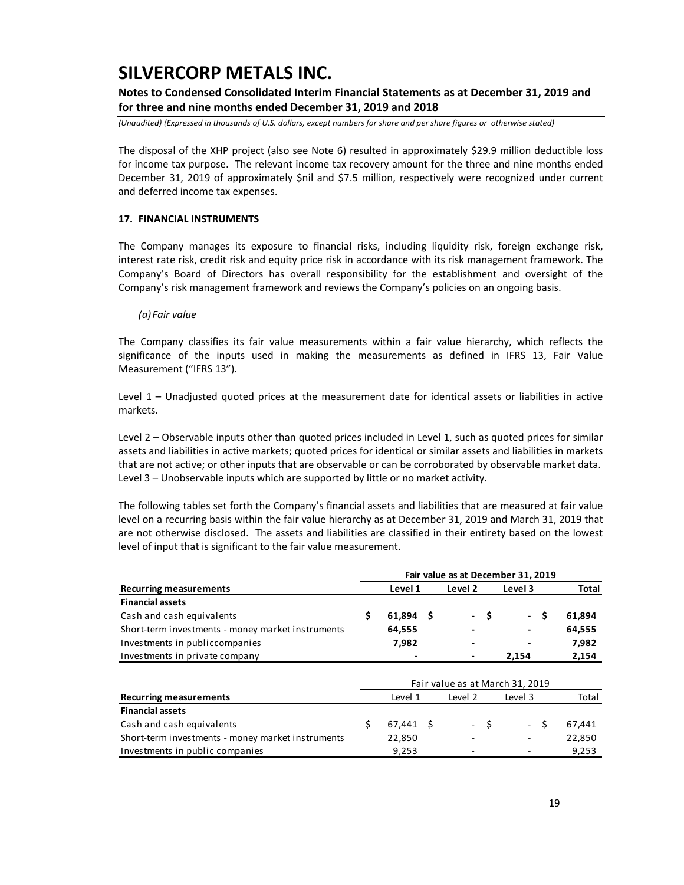The disposal of the XHP project (also see Note 6) resulted in approximately $29.9 million deductible loss for income tax purpose. The relevant income tax recovery amount for the three and nine months ended December 31, 2019 of approximately $nil and $7.5 million, respectively were recognized under current and deferred income tax expenses.

## 17. FINANCIAL INSTRUMENTS

The Company manages its exposure to financial risks, including liquidity risk, foreign exchange risk, interest rate risk, credit risk and equity price risk in accordance with its risk management framework. The Company's Board of Directors has overall responsibility for the establishment and oversight of the Company's risk management framework and reviews the Company's policies on an ongoing basis.

*(a) Fair value*

The Company classifies its fair value measurements within a fair value hierarchy, which reflects the significance of the inputs used in making the measurements as defined in IFRS 13, Fair Value Measurement ("IFRS 13").

Level 1 – Unadjusted quoted prices at the measurement date for identical assets or liabilities in active markets.

Level 2 – Observable inputs other than quoted prices included in Level 1, such as quoted prices for similar assets and liabilities in active markets; quoted prices for identical or similar assets and liabilities in markets that are not active; or other inputs that are observable or can be corroborated by observable market data.
Level 3 – Unobservable inputs which are supported by little or no market activity.

The following tables set forth the Company's financial assets and liabilities that are measured at fair value level on a recurring basis within the fair value hierarchy as at December 31, 2019 and March 31, 2019 that are not otherwise disclosed. The assets and liabilities are classified in their entirety based on the lowest level of input that is significant to the fair value measurement.

| | Fair value as at December 31, 2019 | | | |
|---|---|---|---|---|
| **Recurring measurements** | **Level 1** | **Level 2** | **Level 3** | **Total** |
| **Financial assets** | | | | |
| Cash and cash equivalents | $ 61,894 | $ - | $ - | $ 61,894 |
| Short-term investments - money market instruments | 64,555 | - | - | 64,555 |
| Investments in publiccompanies | 7,982 | - | - | 7,982 |
| Investments in private company | - | - | 2,154 | 2,154 |

| | Fair value as at March 31, 2019 | | | |
|---|---|---|---|---|
| **Recurring measurements** | Level 1 | Level 2 | Level 3 | Total |
| **Financial assets** | | | | |
| Cash and cash equivalents | $ 67,441 | $ - | $ - | $ 67,441 |
| Short-term investments - money market instruments | 22,850 | - | - | 22,850 |
| Investments in public companies | 9,253 | - | - | 9,253 |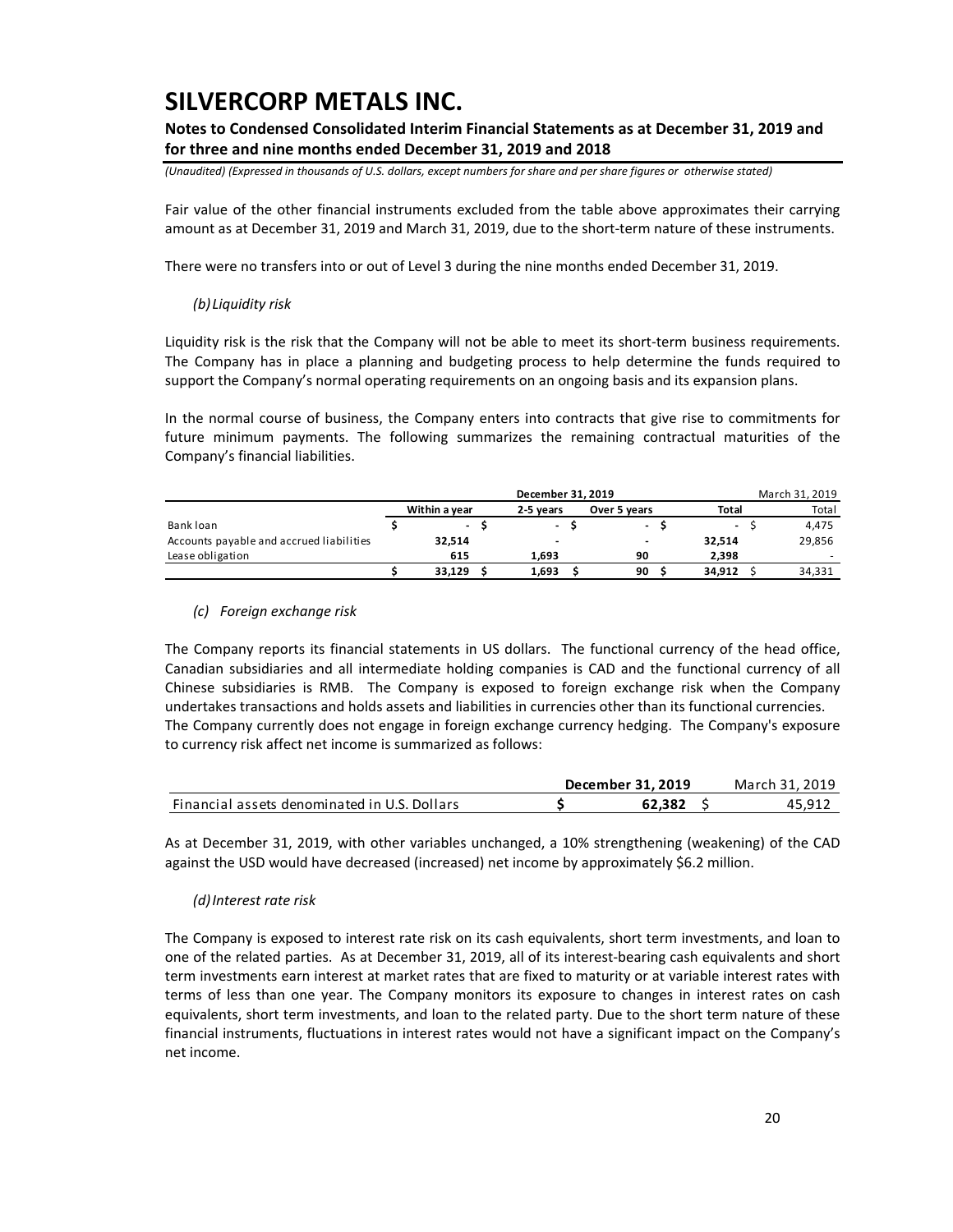Fair value of the other financial instruments excluded from the table above approximates their carrying amount as at December 31, 2019 and March 31, 2019, due to the short-term nature of these instruments.

There were no transfers into or out of Level 3 during the nine months ended December 31, 2019.

*(b) Liquidity risk*

Liquidity risk is the risk that the Company will not be able to meet its short-term business requirements. The Company has in place a planning and budgeting process to help determine the funds required to support the Company's normal operating requirements on an ongoing basis and its expansion plans.

In the normal course of business, the Company enters into contracts that give rise to commitments for future minimum payments. The following summarizes the remaining contractual maturities of the Company's financial liabilities.

| | December 31, 2019 | | | | March 31, 2019 |
|---|---|---|---|---|---|
| | Within a year | 2-5 years | Over 5 years | Total | Total |
| Bank loan | $ - | $ - | $ - | $ - | $ 4,475 |
| Accounts payable and accrued liabilities | 32,514 | - | - | 32,514 | 29,856 |
| Lease obligation | 615 | 1,693 | 90 | 2,398 | - |
| | $ 33,129 | $ 1,693 | $ 90 | $ 34,912 | $ 34,331 |

*(c) Foreign exchange risk*

The Company reports its financial statements in US dollars. The functional currency of the head office, Canadian subsidiaries and all intermediate holding companies is CAD and the functional currency of all Chinese subsidiaries is RMB. The Company is exposed to foreign exchange risk when the Company undertakes transactions and holds assets and liabilities in currencies other than its functional currencies. The Company currently does not engage in foreign exchange currency hedging. The Company's exposure to currency risk affect net income is summarized as follows:

| | December 31, 2019 | March 31, 2019 |
|---|---|---|
| Financial assets denominated in U.S. Dollars | $ 62,382 | $ 45,912 |

As at December 31, 2019, with other variables unchanged, a 10% strengthening (weakening) of the CAD against the USD would have decreased (increased) net income by approximately $6.2 million.

*(d) Interest rate risk*

The Company is exposed to interest rate risk on its cash equivalents, short term investments, and loan to one of the related parties. As at December 31, 2019, all of its interest-bearing cash equivalents and short term investments earn interest at market rates that are fixed to maturity or at variable interest rates with terms of less than one year. The Company monitors its exposure to changes in interest rates on cash equivalents, short term investments, and loan to the related party. Due to the short term nature of these financial instruments, fluctuations in interest rates would not have a significant impact on the Company's net income.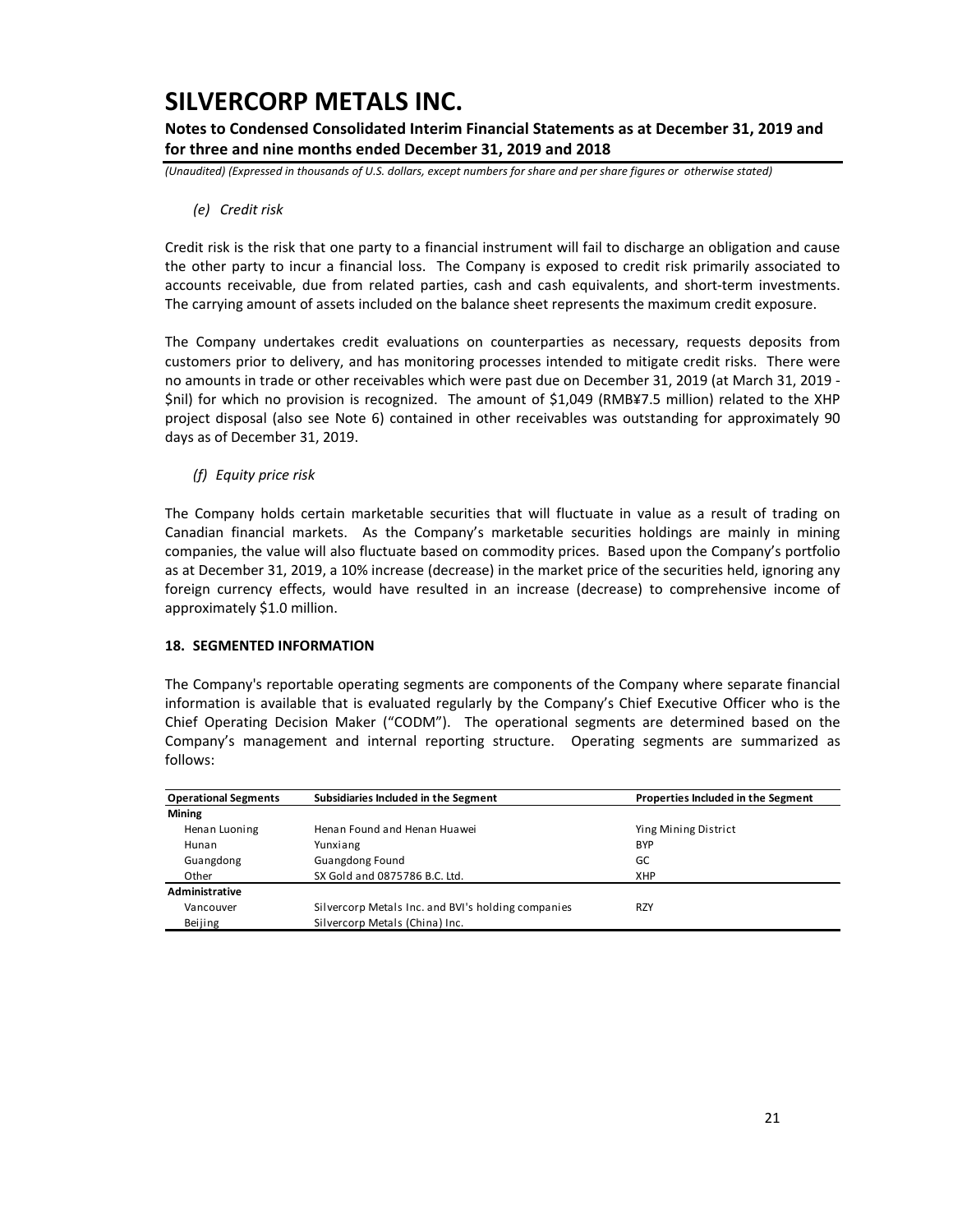*(e) Credit risk*

Credit risk is the risk that one party to a financial instrument will fail to discharge an obligation and cause the other party to incur a financial loss. The Company is exposed to credit risk primarily associated to accounts receivable, due from related parties, cash and cash equivalents, and short-term investments. The carrying amount of assets included on the balance sheet represents the maximum credit exposure.

The Company undertakes credit evaluations on counterparties as necessary, requests deposits from customers prior to delivery, and has monitoring processes intended to mitigate credit risks. There were no amounts in trade or other receivables which were past due on December 31, 2019 (at March 31, 2019 - $nil) for which no provision is recognized. The amount of $1,049 (RMB¥7.5 million) related to the XHP project disposal (also see Note 6) contained in other receivables was outstanding for approximately 90 days as of December 31, 2019.

*(f) Equity price risk*

The Company holds certain marketable securities that will fluctuate in value as a result of trading on Canadian financial markets. As the Company's marketable securities holdings are mainly in mining companies, the value will also fluctuate based on commodity prices. Based upon the Company's portfolio as at December 31, 2019, a 10% increase (decrease) in the market price of the securities held, ignoring any foreign currency effects, would have resulted in an increase (decrease) to comprehensive income of approximately $1.0 million.

**18. SEGMENTED INFORMATION**

The Company's reportable operating segments are components of the Company where separate financial information is available that is evaluated regularly by the Company's Chief Executive Officer who is the Chief Operating Decision Maker ("CODM"). The operational segments are determined based on the Company's management and internal reporting structure. Operating segments are summarized as follows:

| Operational Segments | Subsidiaries Included in the Segment | Properties Included in the Segment |
|---|---|---|
| **Mining** | | |
| Henan Luoning | Henan Found and Henan Huawei | Ying Mining District |
| Hunan | Yunxiang | BYP |
| Guangdong | Guangdong Found | GC |
| Other | SX Gold and 0875786 B.C. Ltd. | XHP |
| **Administrative** | | |
| Vancouver | Silvercorp Metals Inc. and BVI's holding companies | RZY |
| Beijing | Silvercorp Metals (China) Inc. | |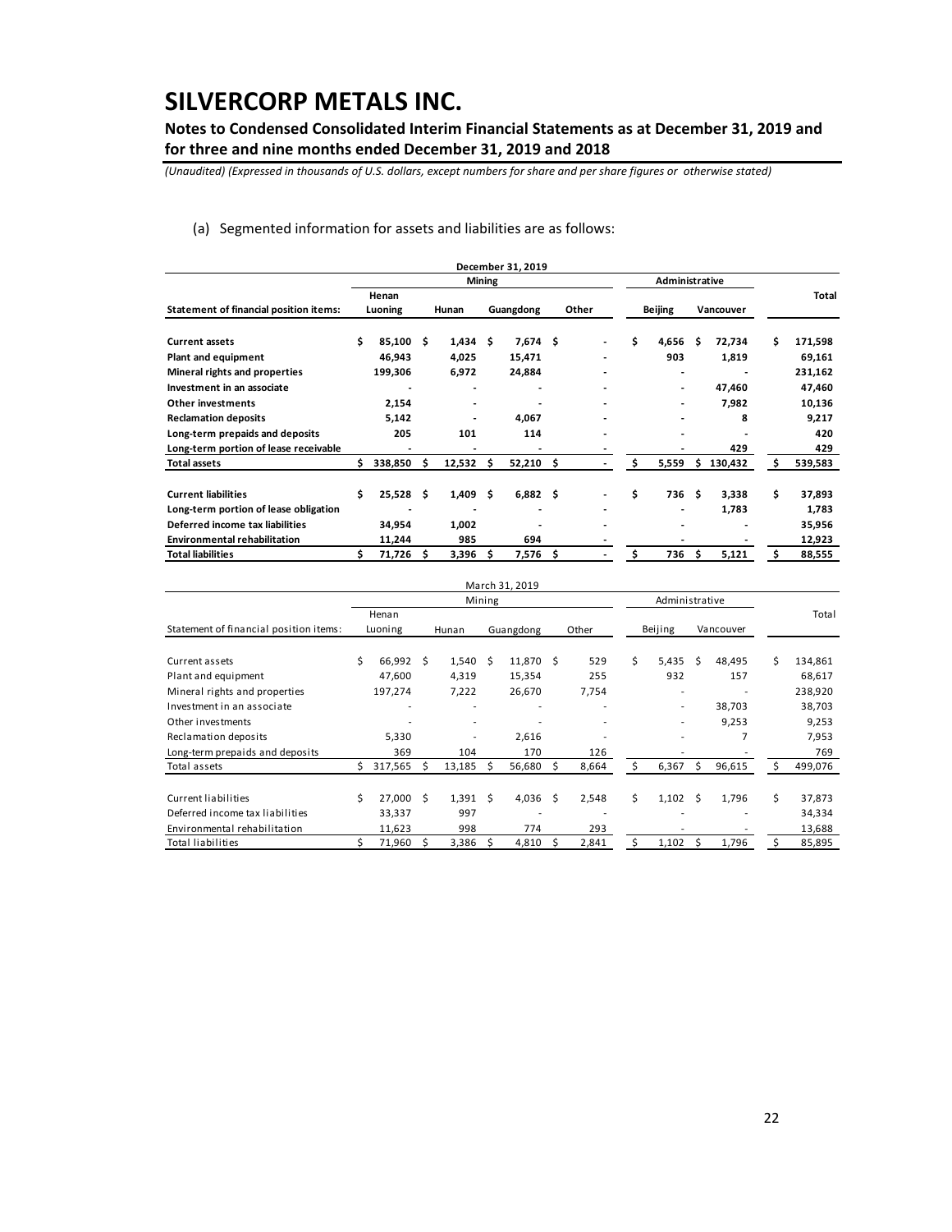# SILVERCORP METALS INC.

**Notes to Condensed Consolidated Interim Financial Statements as at December 31, 2019 and for three and nine months ended December 31, 2019 and 2018**

*(Unaudited) (Expressed in thousands of U.S. dollars, except numbers for share and per share figures or otherwise stated)*

(a) Segmented information for assets and liabilities are as follows:

| December 31, 2019 | | | | | | | |
|---|---|---|---|---|---|---|---|
| | Mining | | | | Administrative | | |
| **Statement of financial position items:** | **Henan Luoning** | **Hunan** | **Guangdong** | **Other** | **Beijing** | **Vancouver** | **Total** |
| **Current assets** | $ 85,100 | $ 1,434 | $ 7,674 | $ - | $ 4,656 | $ 72,734 | $ 171,598 |
| **Plant and equipment** | 46,943 | 4,025 | 15,471 | - | 903 | 1,819 | 69,161 |
| **Mineral rights and properties** | 199,306 | 6,972 | 24,884 | - | - | - | 231,162 |
| **Investment in an associate** | - | - | - | - | - | 47,460 | 47,460 |
| **Other investments** | 2,154 | - | - | - | - | 7,982 | 10,136 |
| **Reclamation deposits** | 5,142 | - | 4,067 | - | - | 8 | 9,217 |
| **Long-term prepaids and deposits** | 205 | 101 | 114 | - | - | - | 420 |
| **Long-term portion of lease receivable** | - | - | - | - | - | 429 | 429 |
| **Total assets** | $ 338,850 | $ 12,532 | $ 52,210 | $ - | $ 5,559 | $ 130,432 | $ 539,583 |
| | | | | | | | |
| **Current liabilities** | $ 25,528 | $ 1,409 | $ 6,882 | $ - | $ 736 | $ 3,338 | $ 37,893 |
| **Long-term portion of lease obligation** | - | - | - | - | - | 1,783 | 1,783 |
| **Deferred income tax liabilities** | 34,954 | 1,002 | - | - | - | - | 35,956 |
| **Environmental rehabilitation** | 11,244 | 985 | 694 | - | - | - | 12,923 |
| **Total liabilities** | $ 71,726 | $ 3,396 | $ 7,576 | $ - | $ 736 | $ 5,121 | $ 88,555 |

| March 31, 2019 | | | | | | | |
|---|---|---|---|---|---|---|---|
| | Mining | | | | Administrative | | |
| Statement of financial position items: | Henan Luoning | Hunan | Guangdong | Other | Beijing | Vancouver | Total |
| Current assets | $ 66,992 | $ 1,540 | $ 11,870 | $ 529 | $ 5,435 | $ 48,495 | $ 134,861 |
| Plant and equipment | 47,600 | 4,319 | 15,354 | 255 | 932 | 157 | 68,617 |
| Mineral rights and properties | 197,274 | 7,222 | 26,670 | 7,754 | - | - | 238,920 |
| Investment in an associate | - | - | - | - | - | 38,703 | 38,703 |
| Other investments | - | - | - | - | - | 9,253 | 9,253 |
| Reclamation deposits | 5,330 | - | 2,616 | - | - | 7 | 7,953 |
| Long-term prepaids and deposits | 369 | 104 | 170 | 126 | - | - | 769 |
| Total assets | $ 317,565 | $ 13,185 | $ 56,680 | $ 8,664 | $ 6,367 | $ 96,615 | $ 499,076 |
| | | | | | | | |
| Current liabilities | $ 27,000 | $ 1,391 | $ 4,036 | $ 2,548 | $ 1,102 | $ 1,796 | $ 37,873 |
| Deferred income tax liabilities | 33,337 | 997 | - | - | - | - | 34,334 |
| Environmental rehabilitation | 11,623 | 998 | 774 | 293 | - | - | 13,688 |
| Total liabilities | $ 71,960 | $ 3,386 | $ 4,810 | $ 2,841 | $ 1,102 | $ 1,796 | $ 85,895 |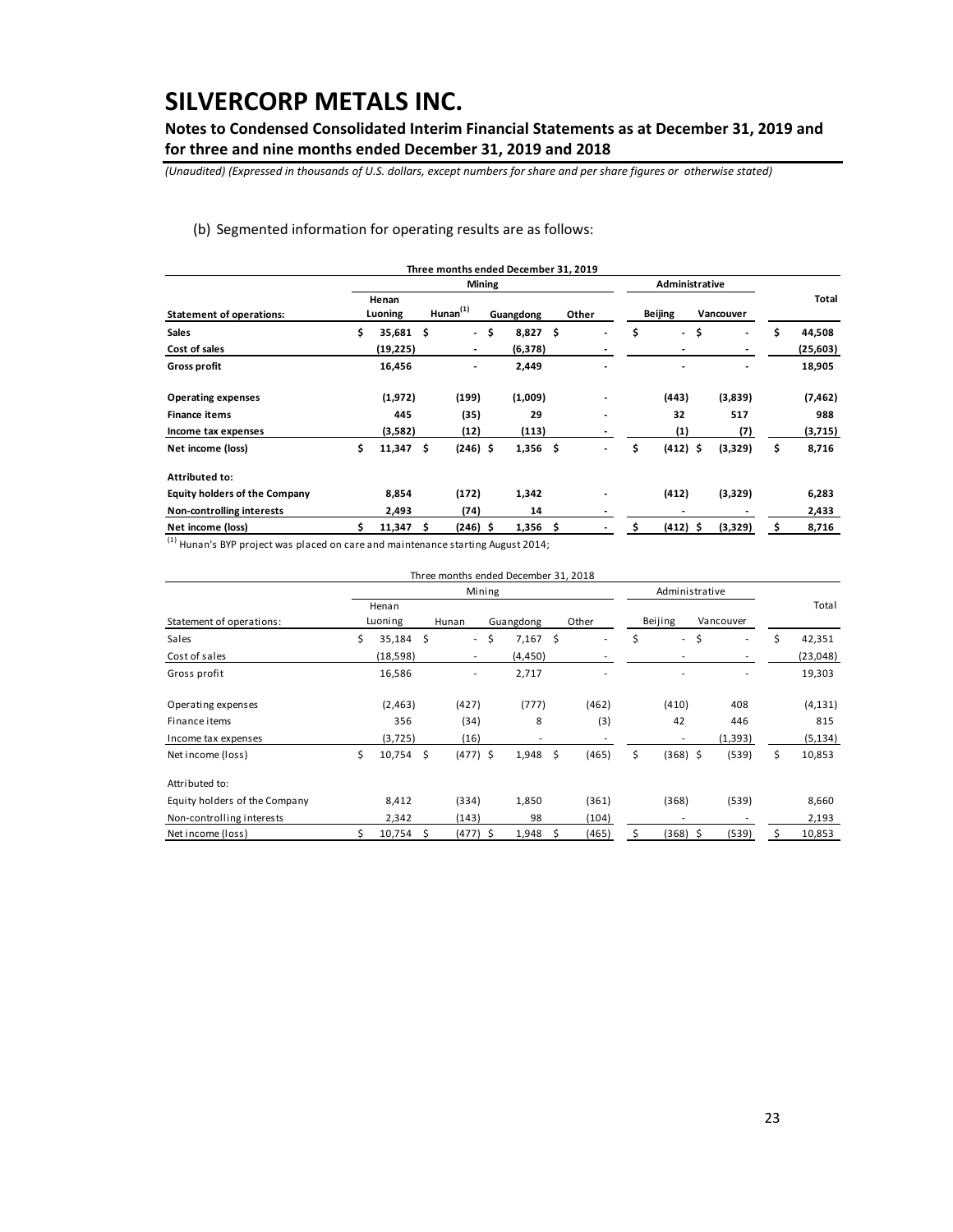# SILVERCORP METALS INC.

**Notes to Condensed Consolidated Interim Financial Statements as at December 31, 2019 and for three and nine months ended December 31, 2019 and 2018**

*(Unaudited) (Expressed in thousands of U.S. dollars, except numbers for share and per share figures or otherwise stated)*

(b) Segmented information for operating results are as follows:

| Three months ended December 31, 2019 | | | | | | | |
|---|---|---|---|---|---|---|---|
| | Mining | | | | Administrative | | |
| **Statement of operations:** | **Henan Luoning** | **Hunan[1]** | **Guangdong** | **Other** | **Beijing** | **Vancouver** | **Total** |
| **Sales** | $ 35,681 | $ - | $ 8,827 | $ - | $ - | $ - | $ 44,508 |
| **Cost of sales** | (19,225) | - | (6,378) | - | - | - | (25,603) |
| **Gross profit** | 16,456 | - | 2,449 | - | - | - | 18,905 |
| **Operating expenses** | (1,972) | (199) | (1,009) | - | (443) | (3,839) | (7,462) |
| **Finance items** | 445 | (35) | 29 | - | 32 | 517 | 988 |
| **Income tax expenses** | (3,582) | (12) | (113) | - | (1) | (7) | (3,715) |
| **Net income (loss)** | $ 11,347 | $ (246) | $ 1,356 | $ - | $ (412) | $ (3,329) | $ 8,716 |
| **Attributed to:** | | | | | | | |
| **Equity holders of the Company** | 8,854 | (172) | 1,342 | - | (412) | (3,329) | 6,283 |
| **Non-controlling interests** | 2,493 | (74) | 14 | - | - | - | 2,433 |
| **Net income (loss)** | $ 11,347 | $ (246) | $ 1,356 | $ - | $ (412) | $ (3,329) | $ 8,716 |

[1] Hunan's BYP project was placed on care and maintenance starting August 2014;

| Three months ended December 31, 2018 | | | | | | | |
|---|---|---|---|---|---|---|---|
| | Mining | | | | Administrative | | |
| Statement of operations: | Henan Luoning | Hunan | Guangdong | Other | Beijing | Vancouver | Total |
| Sales | $ 35,184 | $ - | $ 7,167 | $ - | $ - | $ - | $ 42,351 |
| Cost of sales | (18,598) | - | (4,450) | - | - | - | (23,048) |
| Gross profit | 16,586 | - | 2,717 | - | - | - | 19,303 |
| Operating expenses | (2,463) | (427) | (777) | (462) | (410) | 408 | (4,131) |
| Finance items | 356 | (34) | 8 | (3) | 42 | 446 | 815 |
| Income tax expenses | (3,725) | (16) | - | - | - | (1,393) | (5,134) |
| Net income (loss) | $ 10,754 | $ (477) | $ 1,948 | $ (465) | $ (368) | $ (539) | $ 10,853 |
| Attributed to: | | | | | | | |
| Equity holders of the Company | 8,412 | (334) | 1,850 | (361) | (368) | (539) | 8,660 |
| Non-controlling interests | 2,342 | (143) | 98 | (104) | - | - | 2,193 |
| Net income (loss) | $ 10,754 | $ (477) | $ 1,948 | $ (465) | $ (368) | $ (539) | $ 10,853 |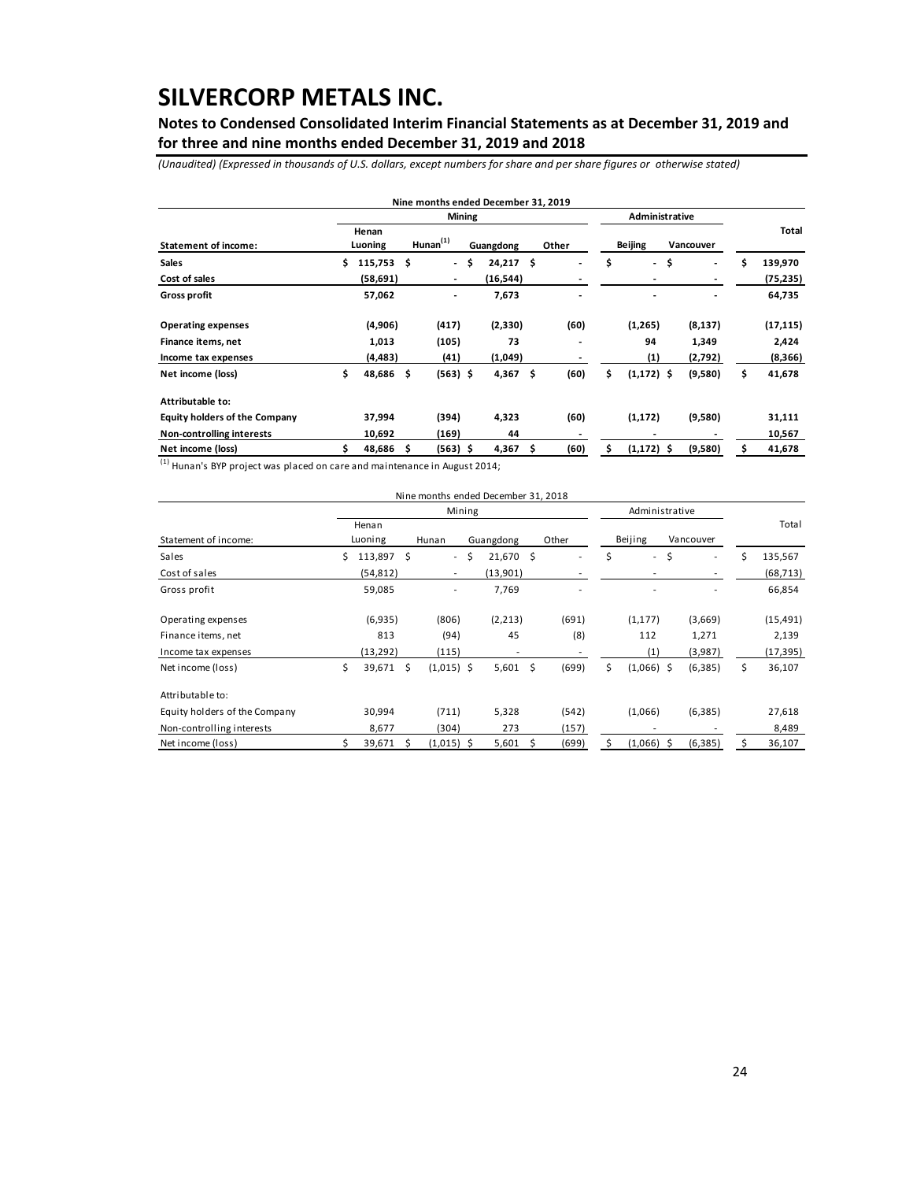# SILVERCORP METALS INC.

## Notes to Condensed Consolidated Interim Financial Statements as at December 31, 2019 and for three and nine months ended December 31, 2019 and 2018

*(Unaudited) (Expressed in thousands of U.S. dollars, except numbers for share and per share figures or otherwise stated)*

| | Nine months ended December 31, 2019 | | | | | | |
|---|---|---|---|---|---|---|---|
| | Mining | | | | Administrative | | |
| **Statement of income:** | **Henan Luoning** | **Hunan[(1)]** | **Guangdong** | **Other** | **Beijing** | **Vancouver** | **Total** |
| **Sales** | **$ 115,753** | **$ -** | **$ 24,217** | **$ -** | **$ -** | **$ -** | **$ 139,970** |
| **Cost of sales** | **(58,691)** | **-** | **(16,544)** | **-** | **-** | **-** | **(75,235)** |
| **Gross profit** | **57,062** | **-** | **7,673** | **-** | **-** | **-** | **64,735** |
| **Operating expenses** | **(4,906)** | **(417)** | **(2,330)** | **(60)** | **(1,265)** | **(8,137)** | **(17,115)** |
| **Finance items, net** | **1,013** | **(105)** | **73** | **-** | **94** | **1,349** | **2,424** |
| **Income tax expenses** | **(4,483)** | **(41)** | **(1,049)** | **-** | **(1)** | **(2,792)** | **(8,366)** |
| **Net income (loss)** | **$ 48,686** | **$ (563)** | **$ 4,367** | **$ (60)** | **$ (1,172)** | **$ (9,580)** | **$ 41,678** |
| **Attributable to:** | | | | | | | |
| **Equity holders of the Company** | **37,994** | **(394)** | **4,323** | **(60)** | **(1,172)** | **(9,580)** | **31,111** |
| **Non-controlling interests** | **10,692** | **(169)** | **44** | **-** | **-** | **-** | **10,567** |
| **Net income (loss)** | **$ 48,686** | **$ (563)** | **$ 4,367** | **$ (60)** | **$ (1,172)** | **$ (9,580)** | **$ 41,678** |

(1) Hunan's BYP project was placed on care and maintenance in August 2014;

| | Nine months ended December 31, 2018 | | | | | | |
|---|---|---|---|---|---|---|---|
| | Mining | | | | Administrative | | |
| Statement of income: | Henan Luoning | Hunan | Guangdong | Other | Beijing | Vancouver | Total |
| Sales | $ 113,897 | $ - | $ 21,670 | $ - | $ - | $ - | $ 135,567 |
| Cost of sales | (54,812) | - | (13,901) | - | - | - | (68,713) |
| Gross profit | 59,085 | - | 7,769 | - | - | - | 66,854 |
| Operating expenses | (6,935) | (806) | (2,213) | (691) | (1,177) | (3,669) | (15,491) |
| Finance items, net | 813 | (94) | 45 | (8) | 112 | 1,271 | 2,139 |
| Income tax expenses | (13,292) | (115) | - | - | (1) | (3,987) | (17,395) |
| Net income (loss) | $ 39,671 | $ (1,015) | $ 5,601 | $ (699) | $ (1,066) | $ (6,385) | $ 36,107 |
| Attributable to: | | | | | | | |
| Equity holders of the Company | 30,994 | (711) | 5,328 | (542) | (1,066) | (6,385) | 27,618 |
| Non-controlling interests | 8,677 | (304) | 273 | (157) | - | - | 8,489 |
| Net income (loss) | $ 39,671 | $ (1,015) | $ 5,601 | $ (699) | $ (1,066) | $ (6,385) | $ 36,107 |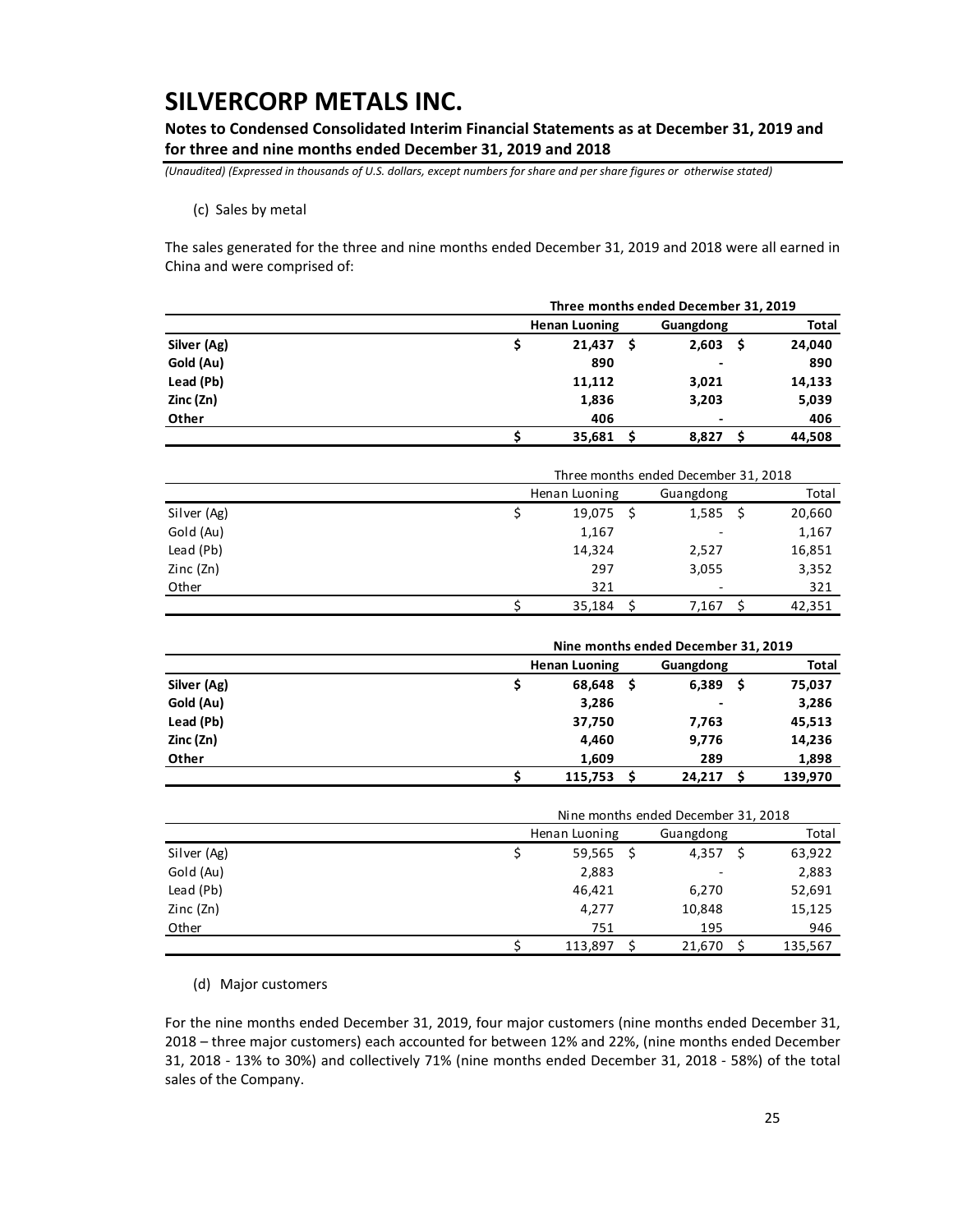# SILVERCORP METALS INC.

**Notes to Condensed Consolidated Interim Financial Statements as at December 31, 2019 and for three and nine months ended December 31, 2019 and 2018**

*(Unaudited) (Expressed in thousands of U.S. dollars, except numbers for share and per share figures or otherwise stated)*

(c) Sales by metal

The sales generated for the three and nine months ended December 31, 2019 and 2018 were all earned in China and were comprised of:

| | **Three months ended December 31, 2019** | | |
|---|---|---|---|
| | **Henan Luoning** | **Guangdong** | **Total** |
| **Silver (Ag)** | **$ 21,437** | **$ 2,603** | **$ 24,040** |
| **Gold (Au)** | **890** | **-** | **890** |
| **Lead (Pb)** | **11,112** | **3,021** | **14,133** |
| **Zinc (Zn)** | **1,836** | **3,203** | **5,039** |
| **Other** | **406** | **-** | **406** |
| | **$ 35,681** | **$ 8,827** | **$ 44,508** |

| | Three months ended December 31, 2018 | | |
|---|---|---|---|
| | Henan Luoning | Guangdong | Total |
| Silver (Ag) | $ 19,075 | $ 1,585 | $ 20,660 |
| Gold (Au) | 1,167 | - | 1,167 |
| Lead (Pb) | 14,324 | 2,527 | 16,851 |
| Zinc (Zn) | 297 | 3,055 | 3,352 |
| Other | 321 | - | 321 |
| | $ 35,184 | $ 7,167 | $ 42,351 |

| | **Nine months ended December 31, 2019** | | |
|---|---|---|---|
| | **Henan Luoning** | **Guangdong** | **Total** |
| **Silver (Ag)** | **$ 68,648** | **$ 6,389** | **$ 75,037** |
| **Gold (Au)** | **3,286** | **-** | **3,286** |
| **Lead (Pb)** | **37,750** | **7,763** | **45,513** |
| **Zinc (Zn)** | **4,460** | **9,776** | **14,236** |
| **Other** | **1,609** | **289** | **1,898** |
| | **$ 115,753** | **$ 24,217** | **$ 139,970** |

| | Nine months ended December 31, 2018 | | |
|---|---|---|---|
| | Henan Luoning | Guangdong | Total |
| Silver (Ag) | $ 59,565 | $ 4,357 | $ 63,922 |
| Gold (Au) | 2,883 | - | 2,883 |
| Lead (Pb) | 46,421 | 6,270 | 52,691 |
| Zinc (Zn) | 4,277 | 10,848 | 15,125 |
| Other | 751 | 195 | 946 |
| | $ 113,897 | $ 21,670 | $ 135,567 |

(d) Major customers

For the nine months ended December 31, 2019, four major customers (nine months ended December 31, 2018 – three major customers) each accounted for between 12% and 22%, (nine months ended December 31, 2018 - 13% to 30%) and collectively 71% (nine months ended December 31, 2018 - 58%) of the total sales of the Company.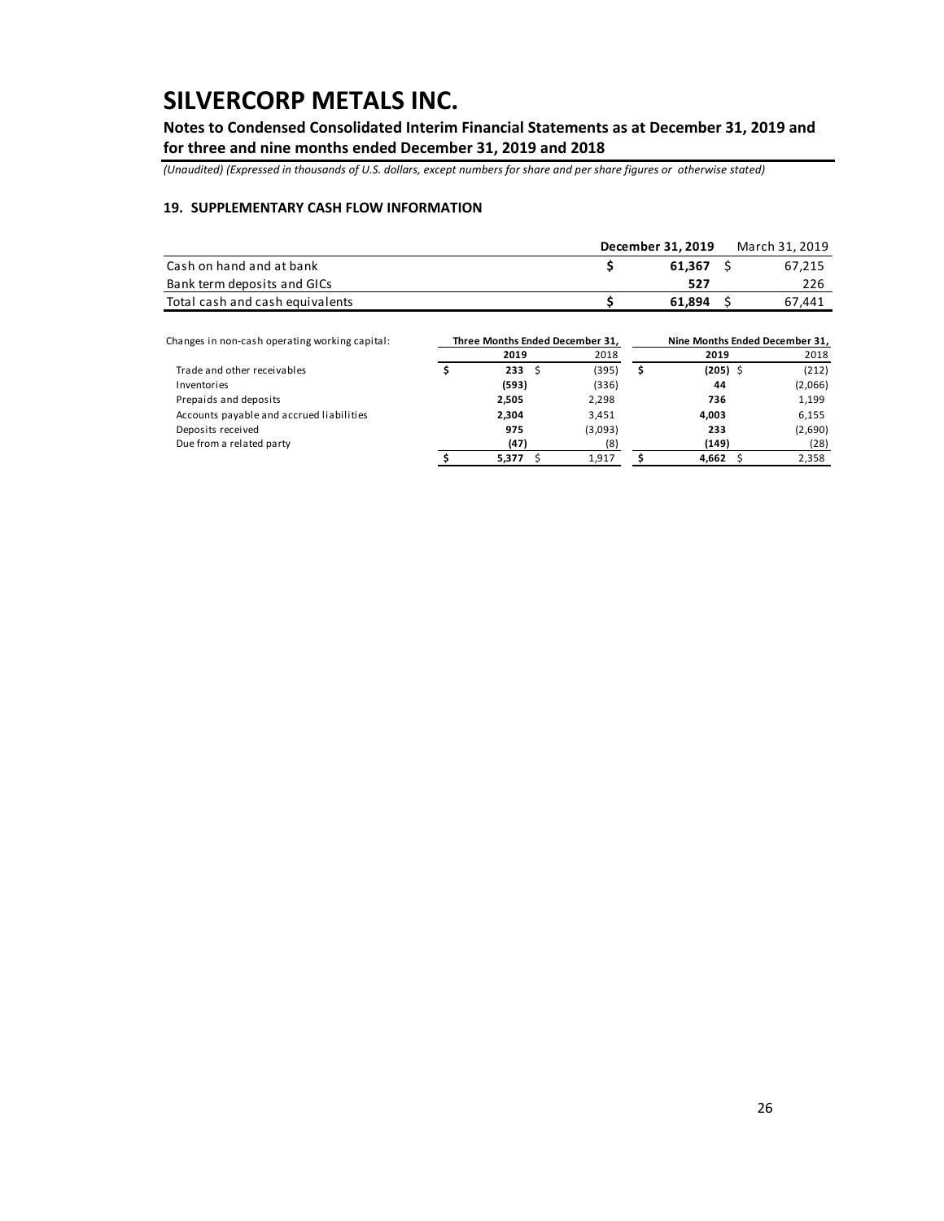## 19. SUPPLEMENTARY CASH FLOW INFORMATION

| | December 31, 2019 | March 31, 2019 |
|---|---|---|
| Cash on hand and at bank | $ **61,367** | $ 67,215 |
| Bank term deposits and GICs | **527** | 226 |
| Total cash and cash equivalents | $ **61,894** | $ 67,441 |

| Changes in non-cash operating working capital: | Three Months Ended December 31, | | Nine Months Ended December 31, | |
|---|---|---|---|---|
| | **2019** | 2018 | **2019** | 2018 |
| Trade and other receivables | $ **233** | $ (395) | $ **(205)** | $ (212) |
| Inventories | **(593)** | (336) | **44** | (2,066) |
| Prepaids and deposits | **2,505** | 2,298 | **736** | 1,199 |
| Accounts payable and accrued liabilities | **2,304** | 3,451 | **4,003** | 6,155 |
| Deposits received | **975** | (3,093) | **233** | (2,690) |
| Due from a related party | **(47)** | (8) | **(149)** | (28) |
| | $ **5,377** | $ 1,917 | $ **4,662** | $ 2,358 |